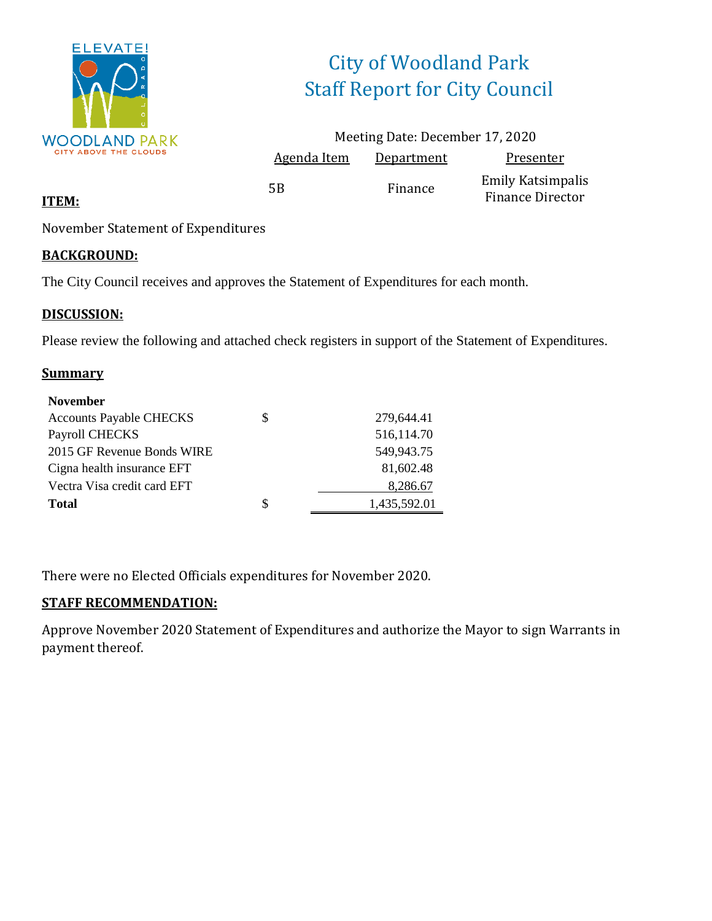ELEVATE!

WOODLAND PARK
CITY ABOVE THE CLOUDS

# City of Woodland Park
# Staff Report for City Council

Meeting Date: December 17, 2020

| Agenda Item | Department | Presenter |
|---|---|---|
| 5B | Finance | Emily Katsimpalis Finance Director |

**ITEM:**

November Statement of Expenditures

**BACKGROUND:**

The City Council receives and approves the Statement of Expenditures for each month.

**DISCUSSION:**

Please review the following and attached check registers in support of the Statement of Expenditures.

**Summary**

| **November** | | |
|---|---|---|
| Accounts Payable CHECKS | $ | 279,644.41 |
| Payroll CHECKS | | 516,114.70 |
| 2015 GF Revenue Bonds WIRE | | 549,943.75 |
| Cigna health insurance EFT | | 81,602.48 |
| Vectra Visa credit card EFT | | 8,286.67 |
| **Total** | $ | 1,435,592.01 |

There were no Elected Officials expenditures for November 2020.

**STAFF RECOMMENDATION:**

Approve November 2020 Statement of Expenditures and authorize the Mayor to sign Warrants in payment thereof.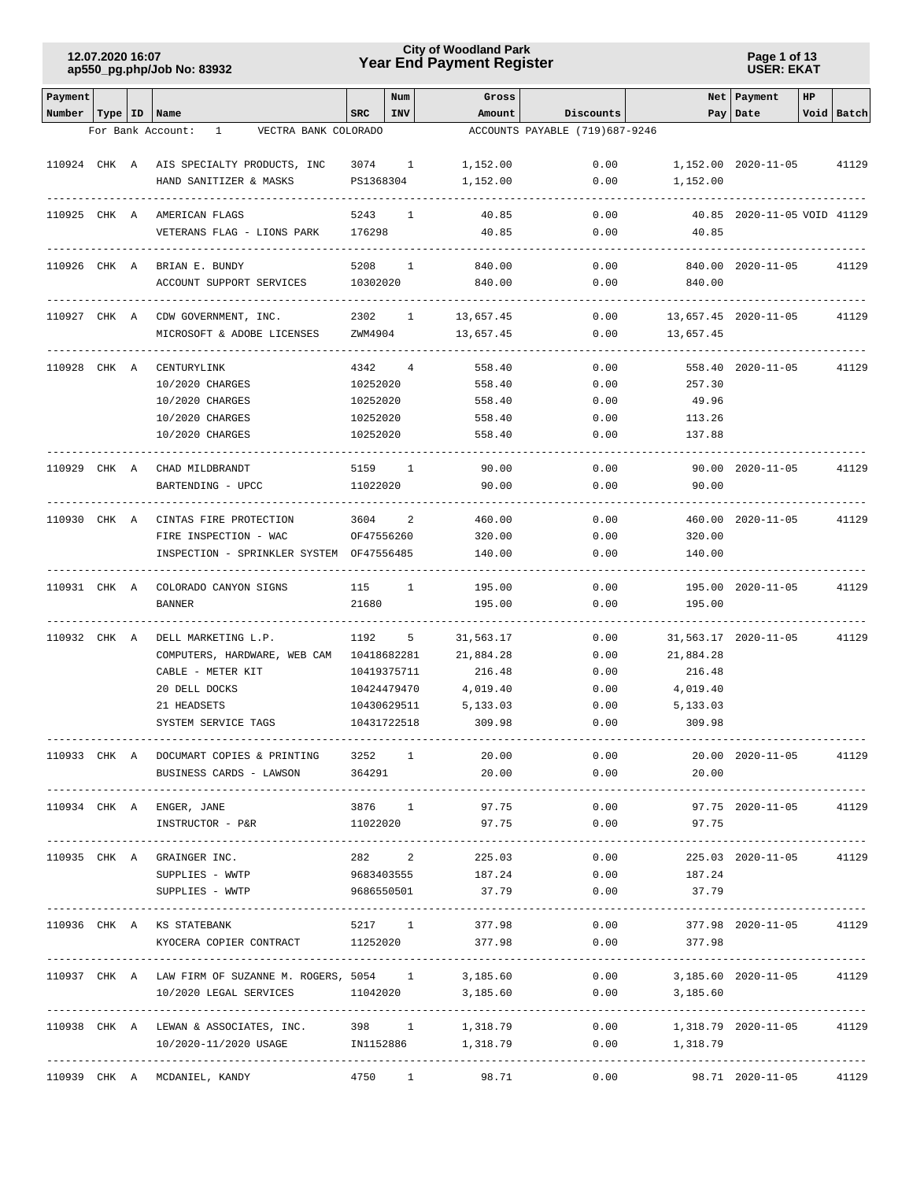# City of Woodland Park
## Year End Payment Register

For Bank Account: 1 VECTRA BANK COLORADO — ACCOUNTS PAYABLE (719)687-9246

| Payment Number | Type | ID | Name | SRC | Num INV | Gross Amount | Discounts | Net Pay | Payment Date | HP Void | Batch |
|---|---|---|---|---|---|---|---|---|---|---|---|
| 110924 | CHK | A | AIS SPECIALTY PRODUCTS, INC | 3074 | 1 | 1,152.00 | 0.00 | 1,152.00 | 2020-11-05 | | 41129 |
| | | | HAND SANITIZER & MASKS | PS1368304 | | 1,152.00 | 0.00 | 1,152.00 | | | |
| 110925 | CHK | A | AMERICAN FLAGS | 5243 | 1 | 40.85 | 0.00 | 40.85 | 2020-11-05 | VOID | 41129 |
| | | | VETERANS FLAG - LIONS PARK | 176298 | | 40.85 | 0.00 | 40.85 | | | |
| 110926 | CHK | A | BRIAN E. BUNDY | 5208 | 1 | 840.00 | 0.00 | 840.00 | 2020-11-05 | | 41129 |
| | | | ACCOUNT SUPPORT SERVICES | 10302020 | | 840.00 | 0.00 | 840.00 | | | |
| 110927 | CHK | A | CDW GOVERNMENT, INC. | 2302 | 1 | 13,657.45 | 0.00 | 13,657.45 | 2020-11-05 | | 41129 |
| | | | MICROSOFT & ADOBE LICENSES | ZWM4904 | | 13,657.45 | 0.00 | 13,657.45 | | | |
| 110928 | CHK | A | CENTURYLINK | 4342 | 4 | 558.40 | 0.00 | 558.40 | 2020-11-05 | | 41129 |
| | | | 10/2020 CHARGES | 10252020 | | 558.40 | 0.00 | 257.30 | | | |
| | | | 10/2020 CHARGES | 10252020 | | 558.40 | 0.00 | 49.96 | | | |
| | | | 10/2020 CHARGES | 10252020 | | 558.40 | 0.00 | 113.26 | | | |
| | | | 10/2020 CHARGES | 10252020 | | 558.40 | 0.00 | 137.88 | | | |
| 110929 | CHK | A | CHAD MILDBRANDT | 5159 | 1 | 90.00 | 0.00 | 90.00 | 2020-11-05 | | 41129 |
| | | | BARTENDING - UPCC | 11022020 | | 90.00 | 0.00 | 90.00 | | | |
| 110930 | CHK | A | CINTAS FIRE PROTECTION | 3604 | 2 | 460.00 | 0.00 | 460.00 | 2020-11-05 | | 41129 |
| | | | FIRE INSPECTION - WAC | OF47556260 | | 320.00 | 0.00 | 320.00 | | | |
| | | | INSPECTION - SPRINKLER SYSTEM | OF47556485 | | 140.00 | 0.00 | 140.00 | | | |
| 110931 | CHK | A | COLORADO CANYON SIGNS | 115 | 1 | 195.00 | 0.00 | 195.00 | 2020-11-05 | | 41129 |
| | | | BANNER | 21680 | | 195.00 | 0.00 | 195.00 | | | |
| 110932 | CHK | A | DELL MARKETING L.P. | 1192 | 5 | 31,563.17 | 0.00 | 31,563.17 | 2020-11-05 | | 41129 |
| | | | COMPUTERS, HARDWARE, WEB CAM | 10418682281 | | 21,884.28 | 0.00 | 21,884.28 | | | |
| | | | CABLE - METER KIT | 10419375711 | | 216.48 | 0.00 | 216.48 | | | |
| | | | 20 DELL DOCKS | 10424479470 | | 4,019.40 | 0.00 | 4,019.40 | | | |
| | | | 21 HEADSETS | 10430629511 | | 5,133.03 | 0.00 | 5,133.03 | | | |
| | | | SYSTEM SERVICE TAGS | 10431722518 | | 309.98 | 0.00 | 309.98 | | | |
| 110933 | CHK | A | DOCUMART COPIES & PRINTING | 3252 | 1 | 20.00 | 0.00 | 20.00 | 2020-11-05 | | 41129 |
| | | | BUSINESS CARDS - LAWSON | 364291 | | 20.00 | 0.00 | 20.00 | | | |
| 110934 | CHK | A | ENGER, JANE | 3876 | 1 | 97.75 | 0.00 | 97.75 | 2020-11-05 | | 41129 |
| | | | INSTRUCTOR - P&R | 11022020 | | 97.75 | 0.00 | 97.75 | | | |
| 110935 | CHK | A | GRAINGER INC. | 282 | 2 | 225.03 | 0.00 | 225.03 | 2020-11-05 | | 41129 |
| | | | SUPPLIES - WWTP | 9683403555 | | 187.24 | 0.00 | 187.24 | | | |
| | | | SUPPLIES - WWTP | 9686550501 | | 37.79 | 0.00 | 37.79 | | | |
| 110936 | CHK | A | KS STATEBANK | 5217 | 1 | 377.98 | 0.00 | 377.98 | 2020-11-05 | | 41129 |
| | | | KYOCERA COPIER CONTRACT | 11252020 | | 377.98 | 0.00 | 377.98 | | | |
| 110937 | CHK | A | LAW FIRM OF SUZANNE M. ROGERS, | 5054 | 1 | 3,185.60 | 0.00 | 3,185.60 | 2020-11-05 | | 41129 |
| | | | 10/2020 LEGAL SERVICES | 11042020 | | 3,185.60 | 0.00 | 3,185.60 | | | |
| 110938 | CHK | A | LEWAN & ASSOCIATES, INC. | 398 | 1 | 1,318.79 | 0.00 | 1,318.79 | 2020-11-05 | | 41129 |
| | | | 10/2020-11/2020 USAGE | IN1152886 | | 1,318.79 | 0.00 | 1,318.79 | | | |
| 110939 | CHK | A | MCDANIEL, KANDY | 4750 | 1 | 98.71 | 0.00 | 98.71 | 2020-11-05 | | 41129 |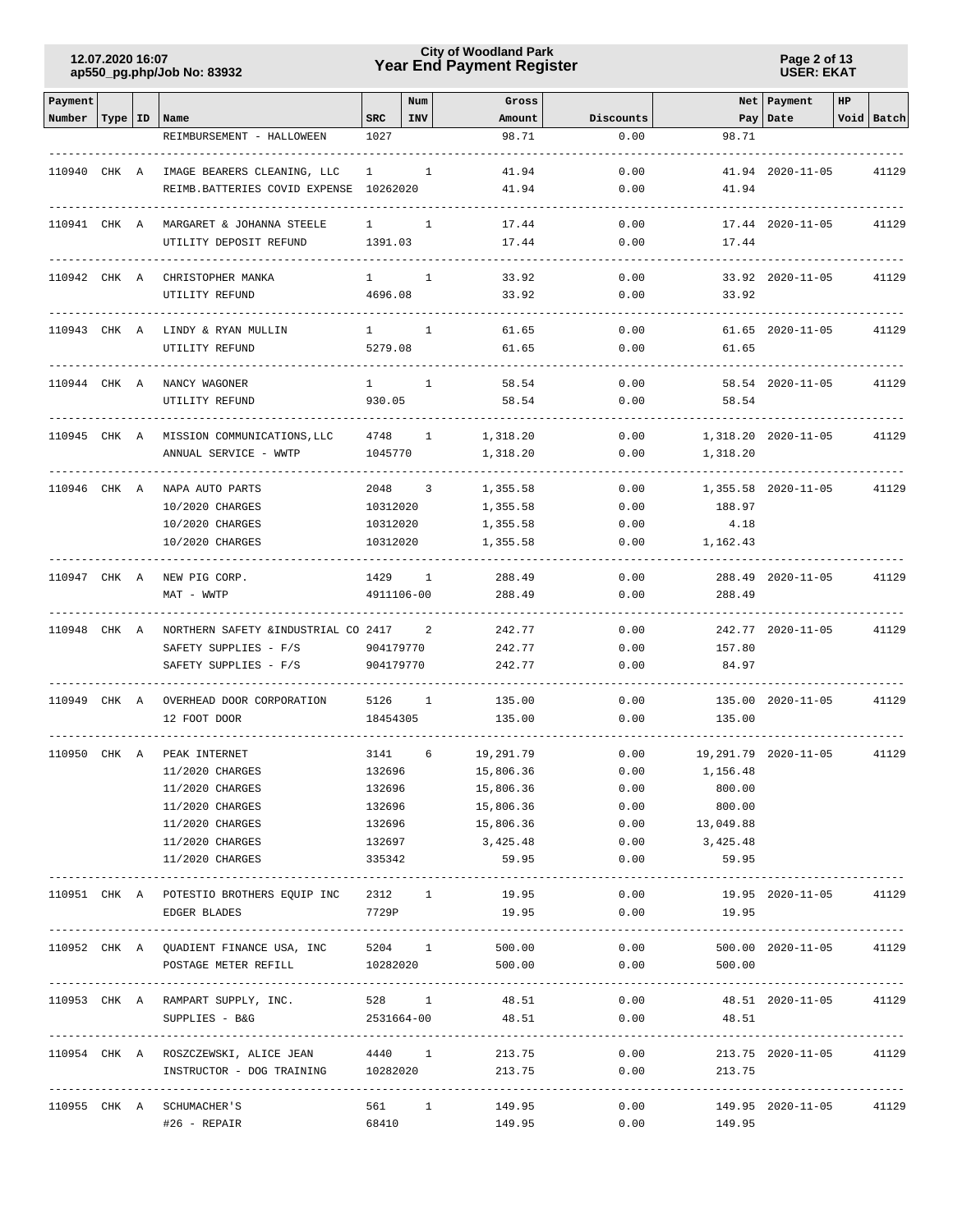| Payment Number | Type | ID | Name | SRC | Num INV | Gross Amount | Discounts | Net Pay | Payment Date | HP Void | Batch |
|---|---|---|---|---|---|---|---|---|---|---|---|
| | | | REIMBURSEMENT - HALLOWEEN | 1027 | | 98.71 | 0.00 | 98.71 | | | |
| 110940 | CHK | A | IMAGE BEARERS CLEANING, LLC | 1 | 1 | 41.94 | 0.00 | 41.94 | 2020-11-05 | | 41129 |
| | | | REIMB.BATTERIES COVID EXPENSE | 10262020 | | 41.94 | 0.00 | 41.94 | | | |
| 110941 | CHK | A | MARGARET & JOHANNA STEELE | 1 | 1 | 17.44 | 0.00 | 17.44 | 2020-11-05 | | 41129 |
| | | | UTILITY DEPOSIT REFUND | 1391.03 | | 17.44 | 0.00 | 17.44 | | | |
| 110942 | CHK | A | CHRISTOPHER MANKA | 1 | 1 | 33.92 | 0.00 | 33.92 | 2020-11-05 | | 41129 |
| | | | UTILITY REFUND | 4696.08 | | 33.92 | 0.00 | 33.92 | | | |
| 110943 | CHK | A | LINDY & RYAN MULLIN | 1 | 1 | 61.65 | 0.00 | 61.65 | 2020-11-05 | | 41129 |
| | | | UTILITY REFUND | 5279.08 | | 61.65 | 0.00 | 61.65 | | | |
| 110944 | CHK | A | NANCY WAGONER | 1 | 1 | 58.54 | 0.00 | 58.54 | 2020-11-05 | | 41129 |
| | | | UTILITY REFUND | 930.05 | | 58.54 | 0.00 | 58.54 | | | |
| 110945 | CHK | A | MISSION COMMUNICATIONS,LLC | 4748 | 1 | 1,318.20 | 0.00 | 1,318.20 | 2020-11-05 | | 41129 |
| | | | ANNUAL SERVICE - WWTP | 1045770 | | 1,318.20 | 0.00 | 1,318.20 | | | |
| 110946 | CHK | A | NAPA AUTO PARTS | 2048 | 3 | 1,355.58 | 0.00 | 1,355.58 | 2020-11-05 | | 41129 |
| | | | 10/2020 CHARGES | 10312020 | | 1,355.58 | 0.00 | 188.97 | | | |
| | | | 10/2020 CHARGES | 10312020 | | 1,355.58 | 0.00 | 4.18 | | | |
| | | | 10/2020 CHARGES | 10312020 | | 1,355.58 | 0.00 | 1,162.43 | | | |
| 110947 | CHK | A | NEW PIG CORP. | 1429 | 1 | 288.49 | 0.00 | 288.49 | 2020-11-05 | | 41129 |
| | | | MAT - WWTP | 4911106-00 | | 288.49 | 0.00 | 288.49 | | | |
| 110948 | CHK | A | NORTHERN SAFETY &INDUSTRIAL CO | 2417 | 2 | 242.77 | 0.00 | 242.77 | 2020-11-05 | | 41129 |
| | | | SAFETY SUPPLIES - F/S | 904179770 | | 242.77 | 0.00 | 157.80 | | | |
| | | | SAFETY SUPPLIES - F/S | 904179770 | | 242.77 | 0.00 | 84.97 | | | |
| 110949 | CHK | A | OVERHEAD DOOR CORPORATION | 5126 | 1 | 135.00 | 0.00 | 135.00 | 2020-11-05 | | 41129 |
| | | | 12 FOOT DOOR | 18454305 | | 135.00 | 0.00 | 135.00 | | | |
| 110950 | CHK | A | PEAK INTERNET | 3141 | 6 | 19,291.79 | 0.00 | 19,291.79 | 2020-11-05 | | 41129 |
| | | | 11/2020 CHARGES | 132696 | | 15,806.36 | 0.00 | 1,156.48 | | | |
| | | | 11/2020 CHARGES | 132696 | | 15,806.36 | 0.00 | 800.00 | | | |
| | | | 11/2020 CHARGES | 132696 | | 15,806.36 | 0.00 | 800.00 | | | |
| | | | 11/2020 CHARGES | 132696 | | 15,806.36 | 0.00 | 13,049.88 | | | |
| | | | 11/2020 CHARGES | 132697 | | 3,425.48 | 0.00 | 3,425.48 | | | |
| | | | 11/2020 CHARGES | 335342 | | 59.95 | 0.00 | 59.95 | | | |
| 110951 | CHK | A | POTESTIO BROTHERS EQUIP INC | 2312 | 1 | 19.95 | 0.00 | 19.95 | 2020-11-05 | | 41129 |
| | | | EDGER BLADES | 7729P | | 19.95 | 0.00 | 19.95 | | | |
| 110952 | CHK | A | QUADIENT FINANCE USA, INC | 5204 | 1 | 500.00 | 0.00 | 500.00 | 2020-11-05 | | 41129 |
| | | | POSTAGE METER REFILL | 10282020 | | 500.00 | 0.00 | 500.00 | | | |
| 110953 | CHK | A | RAMPART SUPPLY, INC. | 528 | 1 | 48.51 | 0.00 | 48.51 | 2020-11-05 | | 41129 |
| | | | SUPPLIES - B&G | 2531664-00 | | 48.51 | 0.00 | 48.51 | | | |
| 110954 | CHK | A | ROSZCZEWSKI, ALICE JEAN | 4440 | 1 | 213.75 | 0.00 | 213.75 | 2020-11-05 | | 41129 |
| | | | INSTRUCTOR - DOG TRAINING | 10282020 | | 213.75 | 0.00 | 213.75 | | | |
| 110955 | CHK | A | SCHUMACHER'S | 561 | 1 | 149.95 | 0.00 | 149.95 | 2020-11-05 | | 41129 |
| | | | #26 - REPAIR | 68410 | | 149.95 | 0.00 | 149.95 | | | |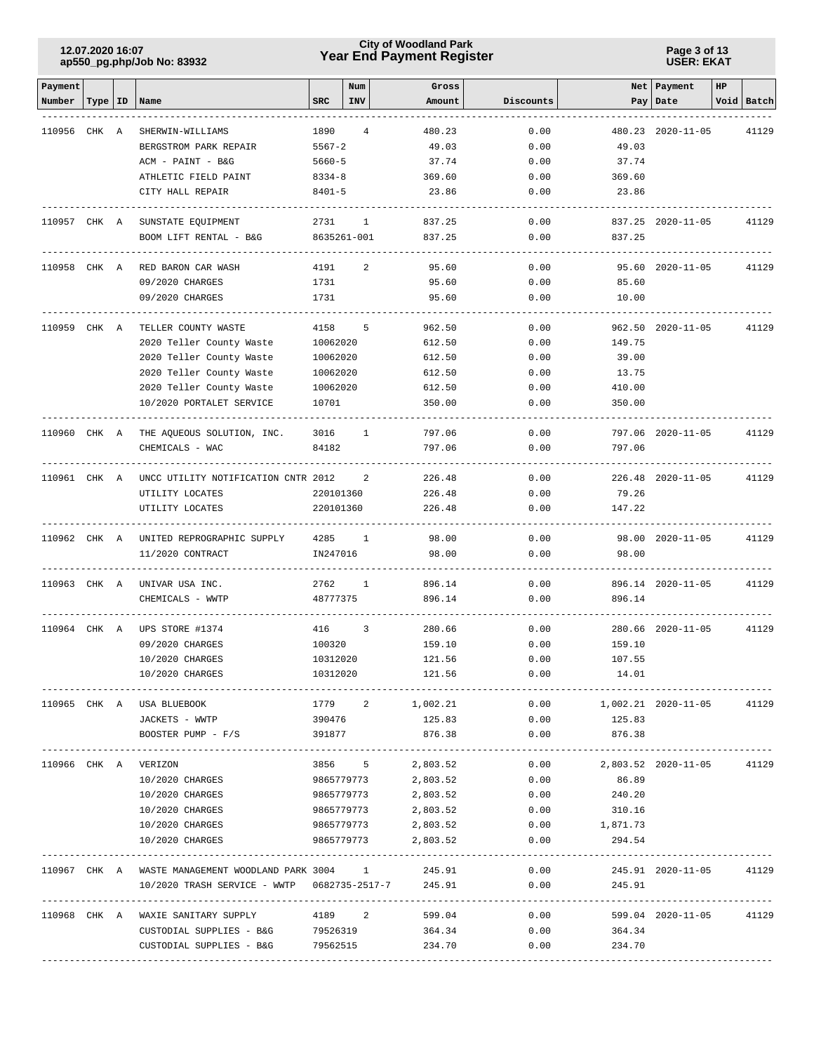**City of Woodland Park**
**Year End Payment Register**

12.07.2020 16:07
ap550_pg.php/Job No: 83932

USER: EKAT

| Payment Number | Type | ID | Name | SRC | Num INV | Gross Amount | Discounts | Net Pay | Payment Date | HP Void | Batch |
|---|---|---|---|---|---|---|---|---|---|---|---|
| 110956 | CHK | A | SHERWIN-WILLIAMS | 1890 | 4 | 480.23 | 0.00 | 480.23 | 2020-11-05 | | 41129 |
| | | | BERGSTROM PARK REPAIR | 5567-2 | | 49.03 | 0.00 | 49.03 | | | |
| | | | ACM - PAINT - B&G | 5660-5 | | 37.74 | 0.00 | 37.74 | | | |
| | | | ATHLETIC FIELD PAINT | 8334-8 | | 369.60 | 0.00 | 369.60 | | | |
| | | | CITY HALL REPAIR | 8401-5 | | 23.86 | 0.00 | 23.86 | | | |
| 110957 | CHK | A | SUNSTATE EQUIPMENT | 2731 | 1 | 837.25 | 0.00 | 837.25 | 2020-11-05 | | 41129 |
| | | | BOOM LIFT RENTAL - B&G | 8635261-001 | | 837.25 | 0.00 | 837.25 | | | |
| 110958 | CHK | A | RED BARON CAR WASH | 4191 | 2 | 95.60 | 0.00 | 95.60 | 2020-11-05 | | 41129 |
| | | | 09/2020 CHARGES | 1731 | | 95.60 | 0.00 | 85.60 | | | |
| | | | 09/2020 CHARGES | 1731 | | 95.60 | 0.00 | 10.00 | | | |
| 110959 | CHK | A | TELLER COUNTY WASTE | 4158 | 5 | 962.50 | 0.00 | 962.50 | 2020-11-05 | | 41129 |
| | | | 2020 Teller County Waste | 10062020 | | 612.50 | 0.00 | 149.75 | | | |
| | | | 2020 Teller County Waste | 10062020 | | 612.50 | 0.00 | 39.00 | | | |
| | | | 2020 Teller County Waste | 10062020 | | 612.50 | 0.00 | 13.75 | | | |
| | | | 2020 Teller County Waste | 10062020 | | 612.50 | 0.00 | 410.00 | | | |
| | | | 10/2020 PORTALET SERVICE | 10701 | | 350.00 | 0.00 | 350.00 | | | |
| 110960 | CHK | A | THE AQUEOUS SOLUTION, INC. | 3016 | 1 | 797.06 | 0.00 | 797.06 | 2020-11-05 | | 41129 |
| | | | CHEMICALS - WAC | 84182 | | 797.06 | 0.00 | 797.06 | | | |
| 110961 | CHK | A | UNCC UTILITY NOTIFICATION CNTR | 2012 | 2 | 226.48 | 0.00 | 226.48 | 2020-11-05 | | 41129 |
| | | | UTILITY LOCATES | 220101360 | | 226.48 | 0.00 | 79.26 | | | |
| | | | UTILITY LOCATES | 220101360 | | 226.48 | 0.00 | 147.22 | | | |
| 110962 | CHK | A | UNITED REPROGRAPHIC SUPPLY | 4285 | 1 | 98.00 | 0.00 | 98.00 | 2020-11-05 | | 41129 |
| | | | 11/2020 CONTRACT | IN247016 | | 98.00 | 0.00 | 98.00 | | | |
| 110963 | CHK | A | UNIVAR USA INC. | 2762 | 1 | 896.14 | 0.00 | 896.14 | 2020-11-05 | | 41129 |
| | | | CHEMICALS - WWTP | 48777375 | | 896.14 | 0.00 | 896.14 | | | |
| 110964 | CHK | A | UPS STORE #1374 | 416 | 3 | 280.66 | 0.00 | 280.66 | 2020-11-05 | | 41129 |
| | | | 09/2020 CHARGES | 100320 | | 159.10 | 0.00 | 159.10 | | | |
| | | | 10/2020 CHARGES | 10312020 | | 121.56 | 0.00 | 107.55 | | | |
| | | | 10/2020 CHARGES | 10312020 | | 121.56 | 0.00 | 14.01 | | | |
| 110965 | CHK | A | USA BLUEBOOK | 1779 | 2 | 1,002.21 | 0.00 | 1,002.21 | 2020-11-05 | | 41129 |
| | | | JACKETS - WWTP | 390476 | | 125.83 | 0.00 | 125.83 | | | |
| | | | BOOSTER PUMP - F/S | 391877 | | 876.38 | 0.00 | 876.38 | | | |
| 110966 | CHK | A | VERIZON | 3856 | 5 | 2,803.52 | 0.00 | 2,803.52 | 2020-11-05 | | 41129 |
| | | | 10/2020 CHARGES | 9865779773 | | 2,803.52 | 0.00 | 86.89 | | | |
| | | | 10/2020 CHARGES | 9865779773 | | 2,803.52 | 0.00 | 240.20 | | | |
| | | | 10/2020 CHARGES | 9865779773 | | 2,803.52 | 0.00 | 310.16 | | | |
| | | | 10/2020 CHARGES | 9865779773 | | 2,803.52 | 0.00 | 1,871.73 | | | |
| | | | 10/2020 CHARGES | 9865779773 | | 2,803.52 | 0.00 | 294.54 | | | |
| 110967 | CHK | A | WASTE MANAGEMENT WOODLAND PARK | 3004 | 1 | 245.91 | 0.00 | 245.91 | 2020-11-05 | | 41129 |
| | | | 10/2020 TRASH SERVICE - WWTP | 0682735-2517-7 | | 245.91 | 0.00 | 245.91 | | | |
| 110968 | CHK | A | WAXIE SANITARY SUPPLY | 4189 | 2 | 599.04 | 0.00 | 599.04 | 2020-11-05 | | 41129 |
| | | | CUSTODIAL SUPPLIES - B&G | 79526319 | | 364.34 | 0.00 | 364.34 | | | |
| | | | CUSTODIAL SUPPLIES - B&G | 79562515 | | 234.70 | 0.00 | 234.70 | | | |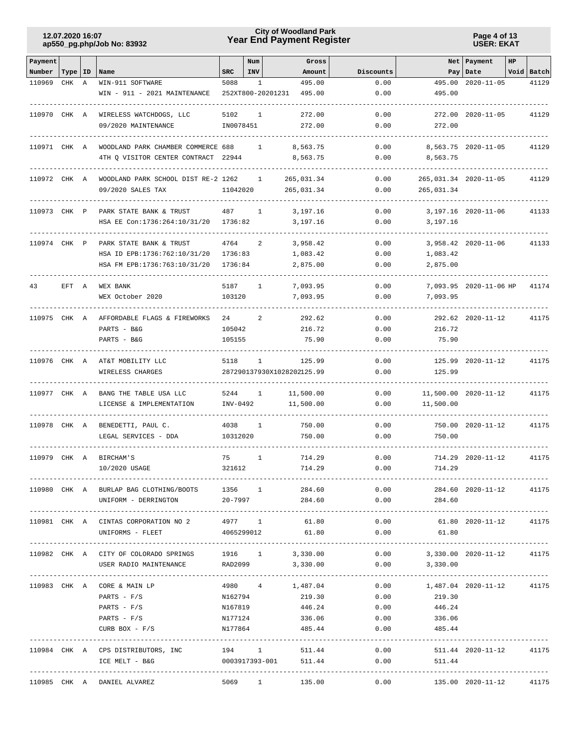| Payment Number | Type | ID | Name | SRC | Num INV | Gross Amount | Discounts | Net Pay | Payment Date | HP | Void | Batch |
|---|---|---|---|---|---|---|---|---|---|---|---|---|
| 110969 | CHK | A | WIN-911 SOFTWARE | 5088 | 1 | 495.00 | 0.00 | 495.00 | 2020-11-05 | | | 41129 |
| | | | WIN - 911 - 2021 MAINTENANCE | 252XT800-20201231 | | 495.00 | 0.00 | 495.00 | | | | |
| 110970 | CHK | A | WIRELESS WATCHDOGS, LLC | 5102 | 1 | 272.00 | 0.00 | 272.00 | 2020-11-05 | | | 41129 |
| | | | 09/2020 MAINTENANCE | IN0078451 | | 272.00 | 0.00 | 272.00 | | | | |
| 110971 | CHK | A | WOODLAND PARK CHAMBER COMMERCE | 688 | 1 | 8,563.75 | 0.00 | 8,563.75 | 2020-11-05 | | | 41129 |
| | | | 4TH Q VISITOR CENTER CONTRACT | 22944 | | 8,563.75 | 0.00 | 8,563.75 | | | | |
| 110972 | CHK | A | WOODLAND PARK SCHOOL DIST RE-2 | 1262 | 1 | 265,031.34 | 0.00 | 265,031.34 | 2020-11-05 | | | 41129 |
| | | | 09/2020 SALES TAX | 11042020 | | 265,031.34 | 0.00 | 265,031.34 | | | | |
| 110973 | CHK | P | PARK STATE BANK & TRUST | 487 | 1 | 3,197.16 | 0.00 | 3,197.16 | 2020-11-06 | | | 41133 |
| | | | HSA EE Con:1736:264:10/31/20 | 1736:82 | | 3,197.16 | 0.00 | 3,197.16 | | | | |
| 110974 | CHK | P | PARK STATE BANK & TRUST | 4764 | 2 | 3,958.42 | 0.00 | 3,958.42 | 2020-11-06 | | | 41133 |
| | | | HSA ID EPB:1736:762:10/31/20 | 1736:83 | | 1,083.42 | 0.00 | 1,083.42 | | | | |
| | | | HSA FM EPB:1736:763:10/31/20 | 1736:84 | | 2,875.00 | 0.00 | 2,875.00 | | | | |
| 43 | EFT | A | WEX BANK | 5187 | 1 | 7,093.95 | 0.00 | 7,093.95 | 2020-11-06 | HP | | 41174 |
| | | | WEX October 2020 | 103120 | | 7,093.95 | 0.00 | 7,093.95 | | | | |
| 110975 | CHK | A | AFFORDABLE FLAGS & FIREWORKS | 24 | 2 | 292.62 | 0.00 | 292.62 | 2020-11-12 | | | 41175 |
| | | | PARTS - B&G | 105042 | | 216.72 | 0.00 | 216.72 | | | | |
| | | | PARTS - B&G | 105155 | | 75.90 | 0.00 | 75.90 | | | | |
| 110976 | CHK | A | AT&T MOBILITY LLC | 5118 | 1 | 125.99 | 0.00 | 125.99 | 2020-11-12 | | | 41175 |
| | | | WIRELESS CHARGES | 287290137930X10282020 | | 125.99 | 0.00 | 125.99 | | | | |
| 110977 | CHK | A | BANG THE TABLE USA LLC | 5244 | 1 | 11,500.00 | 0.00 | 11,500.00 | 2020-11-12 | | | 41175 |
| | | | LICENSE & IMPLEMENTATION | INV-0492 | | 11,500.00 | 0.00 | 11,500.00 | | | | |
| 110978 | CHK | A | BENEDETTI, PAUL C. | 4038 | 1 | 750.00 | 0.00 | 750.00 | 2020-11-12 | | | 41175 |
| | | | LEGAL SERVICES - DDA | 10312020 | | 750.00 | 0.00 | 750.00 | | | | |
| 110979 | CHK | A | BIRCHAM'S | 75 | 1 | 714.29 | 0.00 | 714.29 | 2020-11-12 | | | 41175 |
| | | | 10/2020 USAGE | 321612 | | 714.29 | 0.00 | 714.29 | | | | |
| 110980 | CHK | A | BURLAP BAG CLOTHING/BOOTS | 1356 | 1 | 284.60 | 0.00 | 284.60 | 2020-11-12 | | | 41175 |
| | | | UNIFORM - DERRINGTON | 20-7997 | | 284.60 | 0.00 | 284.60 | | | | |
| 110981 | CHK | A | CINTAS CORPORATION NO 2 | 4977 | 1 | 61.80 | 0.00 | 61.80 | 2020-11-12 | | | 41175 |
| | | | UNIFORMS - FLEET | 4065299012 | | 61.80 | 0.00 | 61.80 | | | | |
| 110982 | CHK | A | CITY OF COLORADO SPRINGS | 1916 | 1 | 3,330.00 | 0.00 | 3,330.00 | 2020-11-12 | | | 41175 |
| | | | USER RADIO MAINTENANCE | RAD2099 | | 3,330.00 | 0.00 | 3,330.00 | | | | |
| 110983 | CHK | A | CORE & MAIN LP | 4980 | 4 | 1,487.04 | 0.00 | 1,487.04 | 2020-11-12 | | | 41175 |
| | | | PARTS - F/S | N162794 | | 219.30 | 0.00 | 219.30 | | | | |
| | | | PARTS - F/S | N167819 | | 446.24 | 0.00 | 446.24 | | | | |
| | | | PARTS - F/S | N177124 | | 336.06 | 0.00 | 336.06 | | | | |
| | | | CURB BOX - F/S | N177864 | | 485.44 | 0.00 | 485.44 | | | | |
| 110984 | CHK | A | CPS DISTRIBUTORS, INC | 194 | 1 | 511.44 | 0.00 | 511.44 | 2020-11-12 | | | 41175 |
| | | | ICE MELT - B&G | 0003917393-001 | | 511.44 | 0.00 | 511.44 | | | | |
| 110985 | CHK | A | DANIEL ALVAREZ | 5069 | 1 | 135.00 | 0.00 | 135.00 | 2020-11-12 | | | 41175 |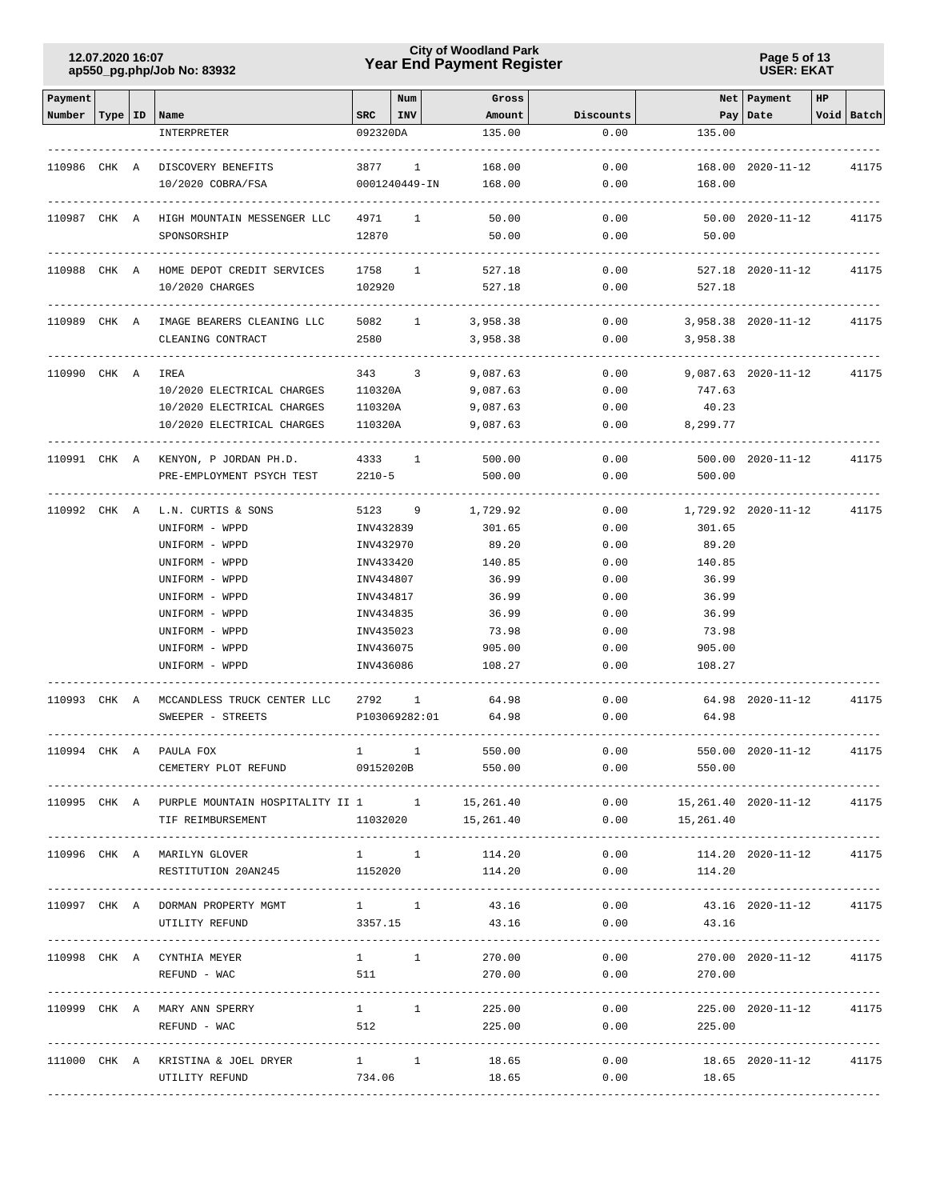| Payment Number | Type | ID | Name | SRC | Num INV | Gross Amount | Discounts | Net Pay | Payment Date | HP | Void | Batch |
|---|---|---|---|---|---|---|---|---|---|---|---|---|
| | | | INTERPRETER | 092320DA | | 135.00 | 0.00 | 135.00 | | | | |
| 110986 | CHK | A | DISCOVERY BENEFITS | 3877 | 1 | 168.00 | 0.00 | 168.00 | 2020-11-12 | | | 41175 |
| | | | 10/2020 COBRA/FSA | 0001240449-IN | | 168.00 | 0.00 | 168.00 | | | | |
| 110987 | CHK | A | HIGH MOUNTAIN MESSENGER LLC | 4971 | 1 | 50.00 | 0.00 | 50.00 | 2020-11-12 | | | 41175 |
| | | | SPONSORSHIP | 12870 | | 50.00 | 0.00 | 50.00 | | | | |
| 110988 | CHK | A | HOME DEPOT CREDIT SERVICES | 1758 | 1 | 527.18 | 0.00 | 527.18 | 2020-11-12 | | | 41175 |
| | | | 10/2020 CHARGES | 102920 | | 527.18 | 0.00 | 527.18 | | | | |
| 110989 | CHK | A | IMAGE BEARERS CLEANING LLC | 5082 | 1 | 3,958.38 | 0.00 | 3,958.38 | 2020-11-12 | | | 41175 |
| | | | CLEANING CONTRACT | 2580 | | 3,958.38 | 0.00 | 3,958.38 | | | | |
| 110990 | CHK | A | IREA | 343 | 3 | 9,087.63 | 0.00 | 9,087.63 | 2020-11-12 | | | 41175 |
| | | | 10/2020 ELECTRICAL CHARGES | 110320A | | 9,087.63 | 0.00 | 747.63 | | | | |
| | | | 10/2020 ELECTRICAL CHARGES | 110320A | | 9,087.63 | 0.00 | 40.23 | | | | |
| | | | 10/2020 ELECTRICAL CHARGES | 110320A | | 9,087.63 | 0.00 | 8,299.77 | | | | |
| 110991 | CHK | A | KENYON, P JORDAN PH.D. | 4333 | 1 | 500.00 | 0.00 | 500.00 | 2020-11-12 | | | 41175 |
| | | | PRE-EMPLOYMENT PSYCH TEST | 2210-5 | | 500.00 | 0.00 | 500.00 | | | | |
| 110992 | CHK | A | L.N. CURTIS & SONS | 5123 | 9 | 1,729.92 | 0.00 | 1,729.92 | 2020-11-12 | | | 41175 |
| | | | UNIFORM - WPPD | INV432839 | | 301.65 | 0.00 | 301.65 | | | | |
| | | | UNIFORM - WPPD | INV432970 | | 89.20 | 0.00 | 89.20 | | | | |
| | | | UNIFORM - WPPD | INV433420 | | 140.85 | 0.00 | 140.85 | | | | |
| | | | UNIFORM - WPPD | INV434807 | | 36.99 | 0.00 | 36.99 | | | | |
| | | | UNIFORM - WPPD | INV434817 | | 36.99 | 0.00 | 36.99 | | | | |
| | | | UNIFORM - WPPD | INV434835 | | 36.99 | 0.00 | 36.99 | | | | |
| | | | UNIFORM - WPPD | INV435023 | | 73.98 | 0.00 | 73.98 | | | | |
| | | | UNIFORM - WPPD | INV436075 | | 905.00 | 0.00 | 905.00 | | | | |
| | | | UNIFORM - WPPD | INV436086 | | 108.27 | 0.00 | 108.27 | | | | |
| 110993 | CHK | A | MCCANDLESS TRUCK CENTER LLC | 2792 | 1 | 64.98 | 0.00 | 64.98 | 2020-11-12 | | | 41175 |
| | | | SWEEPER - STREETS | P103069282:01 | | 64.98 | 0.00 | 64.98 | | | | |
| 110994 | CHK | A | PAULA FOX | 1 | 1 | 550.00 | 0.00 | 550.00 | 2020-11-12 | | | 41175 |
| | | | CEMETERY PLOT REFUND | 09152020B | | 550.00 | 0.00 | 550.00 | | | | |
| 110995 | CHK | A | PURPLE MOUNTAIN HOSPITALITY II | 1 | 1 | 15,261.40 | 0.00 | 15,261.40 | 2020-11-12 | | | 41175 |
| | | | TIF REIMBURSEMENT | 11032020 | | 15,261.40 | 0.00 | 15,261.40 | | | | |
| 110996 | CHK | A | MARILYN GLOVER | 1 | 1 | 114.20 | 0.00 | 114.20 | 2020-11-12 | | | 41175 |
| | | | RESTITUTION 20AN245 | 1152020 | | 114.20 | 0.00 | 114.20 | | | | |
| 110997 | CHK | A | DORMAN PROPERTY MGMT | 1 | 1 | 43.16 | 0.00 | 43.16 | 2020-11-12 | | | 41175 |
| | | | UTILITY REFUND | 3357.15 | | 43.16 | 0.00 | 43.16 | | | | |
| 110998 | CHK | A | CYNTHIA MEYER | 1 | 1 | 270.00 | 0.00 | 270.00 | 2020-11-12 | | | 41175 |
| | | | REFUND - WAC | 511 | | 270.00 | 0.00 | 270.00 | | | | |
| 110999 | CHK | A | MARY ANN SPERRY | 1 | 1 | 225.00 | 0.00 | 225.00 | 2020-11-12 | | | 41175 |
| | | | REFUND - WAC | 512 | | 225.00 | 0.00 | 225.00 | | | | |
| 111000 | CHK | A | KRISTINA & JOEL DRYER | 1 | 1 | 18.65 | 0.00 | 18.65 | 2020-11-12 | | | 41175 |
| | | | UTILITY REFUND | 734.06 | | 18.65 | 0.00 | 18.65 | | | | |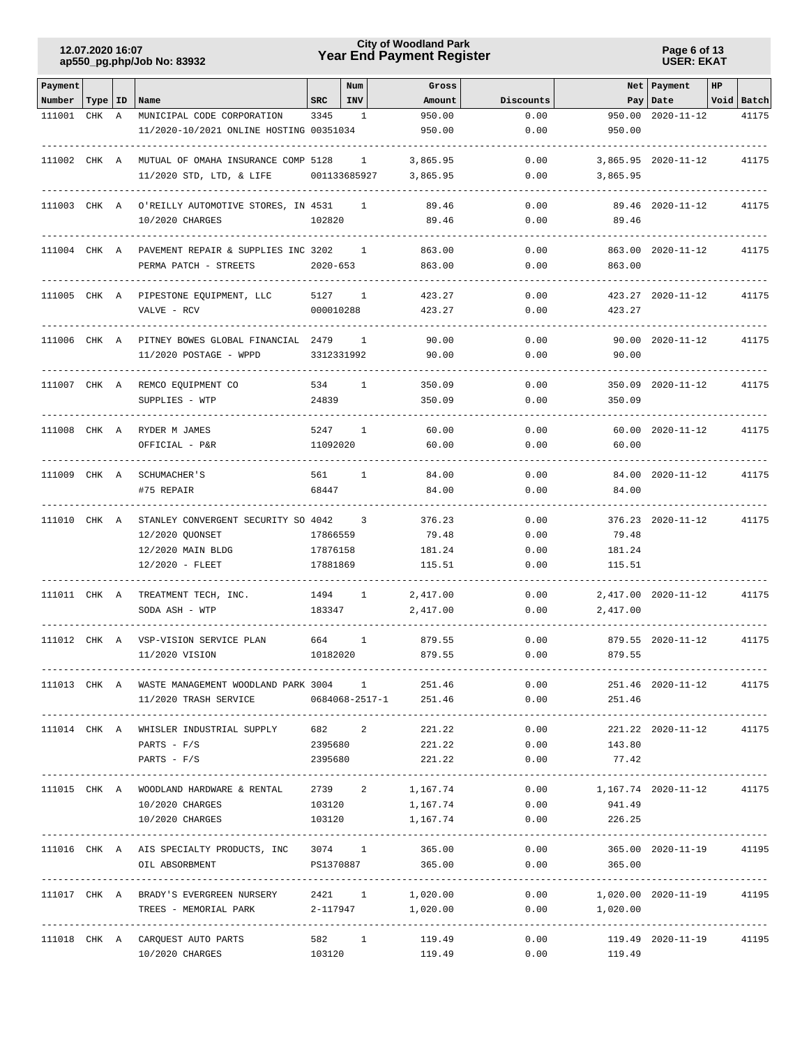# City of Woodland Park
## Year End Payment Register

12.07.2020 16:07
ap550_pg.php/Job No: 83932

USER: EKAT

| Payment Number | Type | ID | Name | SRC | Num INV | Gross Amount | Discounts | Net Pay | Payment Date | HP Void | Batch |
|---|---|---|---|---|---|---|---|---|---|---|---|
| 111001 | CHK | A | MUNICIPAL CODE CORPORATION | 3345 | 1 | 950.00 | 0.00 | 950.00 | 2020-11-12 | | 41175 |
| | | | 11/2020-10/2021 ONLINE HOSTING | 00351034 | | 950.00 | 0.00 | 950.00 | | | |
| 111002 | CHK | A | MUTUAL OF OMAHA INSURANCE COMP | 5128 | 1 | 3,865.95 | 0.00 | 3,865.95 | 2020-11-12 | | 41175 |
| | | | 11/2020 STD, LTD, & LIFE | 001133685927 | | 3,865.95 | 0.00 | 3,865.95 | | | |
| 111003 | CHK | A | O'REILLY AUTOMOTIVE STORES, IN | 4531 | 1 | 89.46 | 0.00 | 89.46 | 2020-11-12 | | 41175 |
| | | | 10/2020 CHARGES | 102820 | | 89.46 | 0.00 | 89.46 | | | |
| 111004 | CHK | A | PAVEMENT REPAIR & SUPPLIES INC | 3202 | 1 | 863.00 | 0.00 | 863.00 | 2020-11-12 | | 41175 |
| | | | PERMA PATCH - STREETS | 2020-653 | | 863.00 | 0.00 | 863.00 | | | |
| 111005 | CHK | A | PIPESTONE EQUIPMENT, LLC | 5127 | 1 | 423.27 | 0.00 | 423.27 | 2020-11-12 | | 41175 |
| | | | VALVE - RCV | 000010288 | | 423.27 | 0.00 | 423.27 | | | |
| 111006 | CHK | A | PITNEY BOWES GLOBAL FINANCIAL | 2479 | 1 | 90.00 | 0.00 | 90.00 | 2020-11-12 | | 41175 |
| | | | 11/2020 POSTAGE - WPPD | 3312331992 | | 90.00 | 0.00 | 90.00 | | | |
| 111007 | CHK | A | REMCO EQUIPMENT CO | 534 | 1 | 350.09 | 0.00 | 350.09 | 2020-11-12 | | 41175 |
| | | | SUPPLIES - WTP | 24839 | | 350.09 | 0.00 | 350.09 | | | |
| 111008 | CHK | A | RYDER M JAMES | 5247 | 1 | 60.00 | 0.00 | 60.00 | 2020-11-12 | | 41175 |
| | | | OFFICIAL - P&R | 11092020 | | 60.00 | 0.00 | 60.00 | | | |
| 111009 | CHK | A | SCHUMACHER'S | 561 | 1 | 84.00 | 0.00 | 84.00 | 2020-11-12 | | 41175 |
| | | | #75 REPAIR | 68447 | | 84.00 | 0.00 | 84.00 | | | |
| 111010 | CHK | A | STANLEY CONVERGENT SECURITY SO | 4042 | 3 | 376.23 | 0.00 | 376.23 | 2020-11-12 | | 41175 |
| | | | 12/2020 QUONSET | 17866559 | | 79.48 | 0.00 | 79.48 | | | |
| | | | 12/2020 MAIN BLDG | 17876158 | | 181.24 | 0.00 | 181.24 | | | |
| | | | 12/2020 - FLEET | 17881869 | | 115.51 | 0.00 | 115.51 | | | |
| 111011 | CHK | A | TREATMENT TECH, INC. | 1494 | 1 | 2,417.00 | 0.00 | 2,417.00 | 2020-11-12 | | 41175 |
| | | | SODA ASH - WTP | 183347 | | 2,417.00 | 0.00 | 2,417.00 | | | |
| 111012 | CHK | A | VSP-VISION SERVICE PLAN | 664 | 1 | 879.55 | 0.00 | 879.55 | 2020-11-12 | | 41175 |
| | | | 11/2020 VISION | 10182020 | | 879.55 | 0.00 | 879.55 | | | |
| 111013 | CHK | A | WASTE MANAGEMENT WOODLAND PARK | 3004 | 1 | 251.46 | 0.00 | 251.46 | 2020-11-12 | | 41175 |
| | | | 11/2020 TRASH SERVICE | 0684068-2517-1 | | 251.46 | 0.00 | 251.46 | | | |
| 111014 | CHK | A | WHISLER INDUSTRIAL SUPPLY | 682 | 2 | 221.22 | 0.00 | 221.22 | 2020-11-12 | | 41175 |
| | | | PARTS - F/S | 2395680 | | 221.22 | 0.00 | 143.80 | | | |
| | | | PARTS - F/S | 2395680 | | 221.22 | 0.00 | 77.42 | | | |
| 111015 | CHK | A | WOODLAND HARDWARE & RENTAL | 2739 | 2 | 1,167.74 | 0.00 | 1,167.74 | 2020-11-12 | | 41175 |
| | | | 10/2020 CHARGES | 103120 | | 1,167.74 | 0.00 | 941.49 | | | |
| | | | 10/2020 CHARGES | 103120 | | 1,167.74 | 0.00 | 226.25 | | | |
| 111016 | CHK | A | AIS SPECIALTY PRODUCTS, INC | 3074 | 1 | 365.00 | 0.00 | 365.00 | 2020-11-19 | | 41195 |
| | | | OIL ABSORBMENT | PS1370887 | | 365.00 | 0.00 | 365.00 | | | |
| 111017 | CHK | A | BRADY'S EVERGREEN NURSERY | 2421 | 1 | 1,020.00 | 0.00 | 1,020.00 | 2020-11-19 | | 41195 |
| | | | TREES - MEMORIAL PARK | 2-117947 | | 1,020.00 | 0.00 | 1,020.00 | | | |
| 111018 | CHK | A | CARQUEST AUTO PARTS | 582 | 1 | 119.49 | 0.00 | 119.49 | 2020-11-19 | | 41195 |
| | | | 10/2020 CHARGES | 103120 | | 119.49 | 0.00 | 119.49 | | | |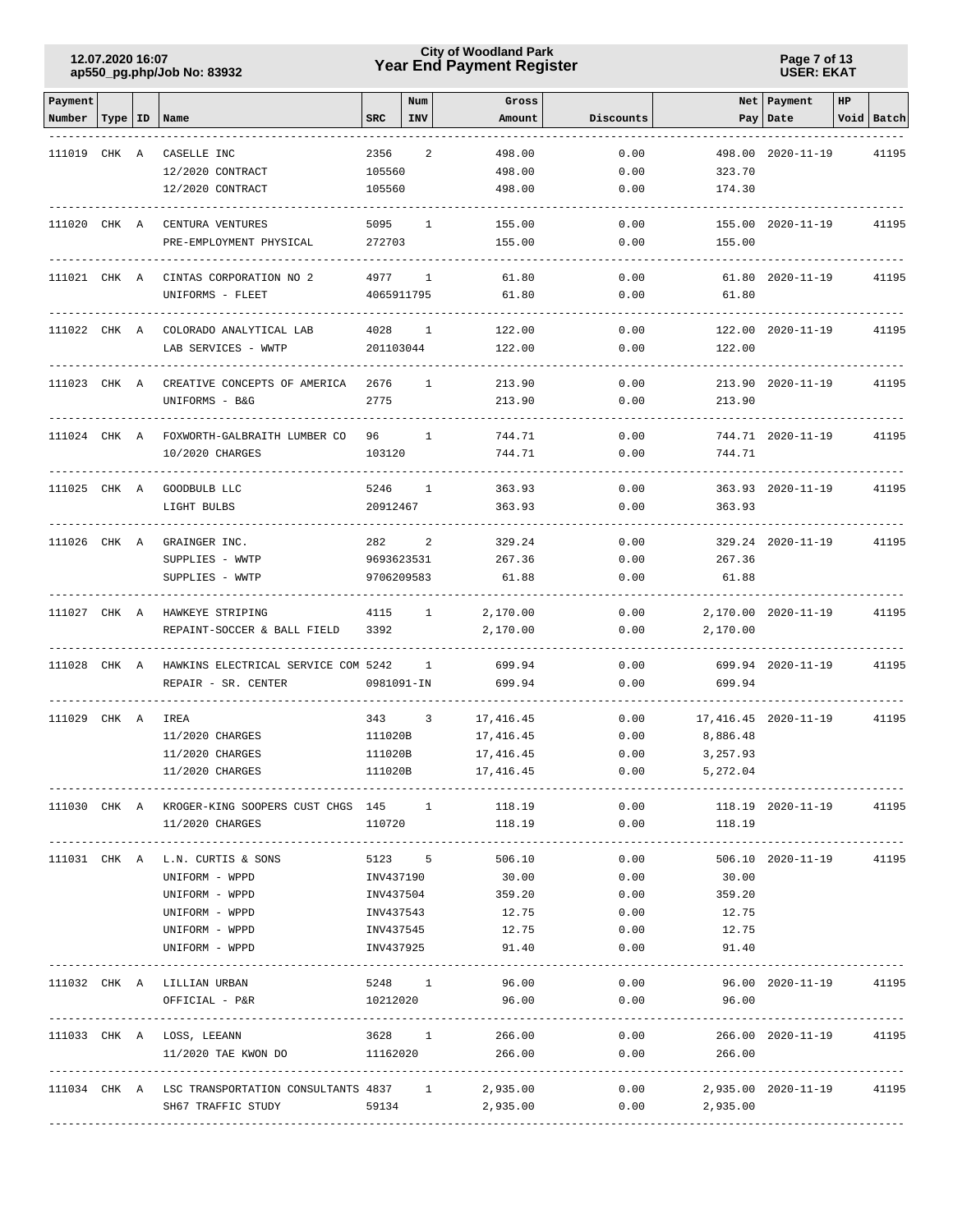| Payment Number | Type | ID | Name | SRC | Num INV | Gross Amount | Discounts | Net Pay | Payment Date | HP Void | Batch |
|---|---|---|---|---|---|---|---|---|---|---|---|
| 111019 | CHK | A | CASELLE INC | 2356 | 2 | 498.00 | 0.00 | 498.00 | 2020-11-19 | | 41195 |
| | | | 12/2020 CONTRACT | 105560 | | 498.00 | 0.00 | 323.70 | | | |
| | | | 12/2020 CONTRACT | 105560 | | 498.00 | 0.00 | 174.30 | | | |
| 111020 | CHK | A | CENTURA VENTURES | 5095 | 1 | 155.00 | 0.00 | 155.00 | 2020-11-19 | | 41195 |
| | | | PRE-EMPLOYMENT PHYSICAL | 272703 | | 155.00 | 0.00 | 155.00 | | | |
| 111021 | CHK | A | CINTAS CORPORATION NO 2 | 4977 | 1 | 61.80 | 0.00 | 61.80 | 2020-11-19 | | 41195 |
| | | | UNIFORMS - FLEET | 4065911795 | | 61.80 | 0.00 | 61.80 | | | |
| 111022 | CHK | A | COLORADO ANALYTICAL LAB | 4028 | 1 | 122.00 | 0.00 | 122.00 | 2020-11-19 | | 41195 |
| | | | LAB SERVICES - WWTP | 201103044 | | 122.00 | 0.00 | 122.00 | | | |
| 111023 | CHK | A | CREATIVE CONCEPTS OF AMERICA | 2676 | 1 | 213.90 | 0.00 | 213.90 | 2020-11-19 | | 41195 |
| | | | UNIFORMS - B&G | 2775 | | 213.90 | 0.00 | 213.90 | | | |
| 111024 | CHK | A | FOXWORTH-GALBRAITH LUMBER CO | 96 | 1 | 744.71 | 0.00 | 744.71 | 2020-11-19 | | 41195 |
| | | | 10/2020 CHARGES | 103120 | | 744.71 | 0.00 | 744.71 | | | |
| 111025 | CHK | A | GOODBULB LLC | 5246 | 1 | 363.93 | 0.00 | 363.93 | 2020-11-19 | | 41195 |
| | | | LIGHT BULBS | 20912467 | | 363.93 | 0.00 | 363.93 | | | |
| 111026 | CHK | A | GRAINGER INC. | 282 | 2 | 329.24 | 0.00 | 329.24 | 2020-11-19 | | 41195 |
| | | | SUPPLIES - WWTP | 9693623531 | | 267.36 | 0.00 | 267.36 | | | |
| | | | SUPPLIES - WWTP | 9706209583 | | 61.88 | 0.00 | 61.88 | | | |
| 111027 | CHK | A | HAWKEYE STRIPING | 4115 | 1 | 2,170.00 | 0.00 | 2,170.00 | 2020-11-19 | | 41195 |
| | | | REPAINT-SOCCER & BALL FIELD | 3392 | | 2,170.00 | 0.00 | 2,170.00 | | | |
| 111028 | CHK | A | HAWKINS ELECTRICAL SERVICE COM | 5242 | 1 | 699.94 | 0.00 | 699.94 | 2020-11-19 | | 41195 |
| | | | REPAIR - SR. CENTER | 0981091-IN | | 699.94 | 0.00 | 699.94 | | | |
| 111029 | CHK | A | IREA | 343 | 3 | 17,416.45 | 0.00 | 17,416.45 | 2020-11-19 | | 41195 |
| | | | 11/2020 CHARGES | 111020B | | 17,416.45 | 0.00 | 8,886.48 | | | |
| | | | 11/2020 CHARGES | 111020B | | 17,416.45 | 0.00 | 3,257.93 | | | |
| | | | 11/2020 CHARGES | 111020B | | 17,416.45 | 0.00 | 5,272.04 | | | |
| 111030 | CHK | A | KROGER-KING SOOPERS CUST CHGS | 145 | 1 | 118.19 | 0.00 | 118.19 | 2020-11-19 | | 41195 |
| | | | 11/2020 CHARGES | 110720 | | 118.19 | 0.00 | 118.19 | | | |
| 111031 | CHK | A | L.N. CURTIS & SONS | 5123 | 5 | 506.10 | 0.00 | 506.10 | 2020-11-19 | | 41195 |
| | | | UNIFORM - WPPD | INV437190 | | 30.00 | 0.00 | 30.00 | | | |
| | | | UNIFORM - WPPD | INV437504 | | 359.20 | 0.00 | 359.20 | | | |
| | | | UNIFORM - WPPD | INV437543 | | 12.75 | 0.00 | 12.75 | | | |
| | | | UNIFORM - WPPD | INV437545 | | 12.75 | 0.00 | 12.75 | | | |
| | | | UNIFORM - WPPD | INV437925 | | 91.40 | 0.00 | 91.40 | | | |
| 111032 | CHK | A | LILLIAN URBAN | 5248 | 1 | 96.00 | 0.00 | 96.00 | 2020-11-19 | | 41195 |
| | | | OFFICIAL - P&R | 10212020 | | 96.00 | 0.00 | 96.00 | | | |
| 111033 | CHK | A | LOSS, LEEANN | 3628 | 1 | 266.00 | 0.00 | 266.00 | 2020-11-19 | | 41195 |
| | | | 11/2020 TAE KWON DO | 11162020 | | 266.00 | 0.00 | 266.00 | | | |
| 111034 | CHK | A | LSC TRANSPORTATION CONSULTANTS | 4837 | 1 | 2,935.00 | 0.00 | 2,935.00 | 2020-11-19 | | 41195 |
| | | | SH67 TRAFFIC STUDY | 59134 | | 2,935.00 | 0.00 | 2,935.00 | | | |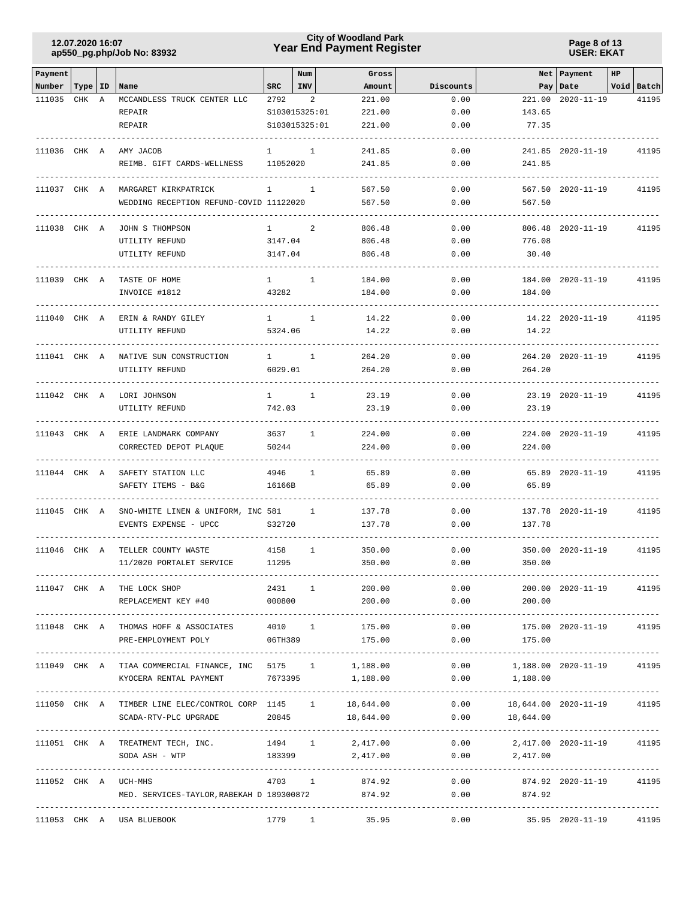# City of Woodland Park
## Year End Payment Register

12.07.2020 16:07
ap550_pg.php/Job No: 83932

USER: EKAT

| Payment Number | Type | ID | Name | SRC | Num INV | Gross Amount | Discounts | Net Pay | Payment Date | HP Void | Batch |
|---|---|---|---|---|---|---|---|---|---|---|---|
| 111035 | CHK | A | MCCANDLESS TRUCK CENTER LLC | 2792 | 2 | 221.00 | 0.00 | 221.00 | 2020-11-19 | | 41195 |
| | | | REPAIR | S103015325:01 | | 221.00 | 0.00 | 143.65 | | | |
| | | | REPAIR | S103015325:01 | | 221.00 | 0.00 | 77.35 | | | |
| 111036 | CHK | A | AMY JACOB | 1 | 1 | 241.85 | 0.00 | 241.85 | 2020-11-19 | | 41195 |
| | | | REIMB. GIFT CARDS-WELLNESS | 11052020 | | 241.85 | 0.00 | 241.85 | | | |
| 111037 | CHK | A | MARGARET KIRKPATRICK | 1 | 1 | 567.50 | 0.00 | 567.50 | 2020-11-19 | | 41195 |
| | | | WEDDING RECEPTION REFUND-COVID | 11122020 | | 567.50 | 0.00 | 567.50 | | | |
| 111038 | CHK | A | JOHN S THOMPSON | 1 | 2 | 806.48 | 0.00 | 806.48 | 2020-11-19 | | 41195 |
| | | | UTILITY REFUND | 3147.04 | | 806.48 | 0.00 | 776.08 | | | |
| | | | UTILITY REFUND | 3147.04 | | 806.48 | 0.00 | 30.40 | | | |
| 111039 | CHK | A | TASTE OF HOME | 1 | 1 | 184.00 | 0.00 | 184.00 | 2020-11-19 | | 41195 |
| | | | INVOICE #1812 | 43282 | | 184.00 | 0.00 | 184.00 | | | |
| 111040 | CHK | A | ERIN & RANDY GILEY | 1 | 1 | 14.22 | 0.00 | 14.22 | 2020-11-19 | | 41195 |
| | | | UTILITY REFUND | 5324.06 | | 14.22 | 0.00 | 14.22 | | | |
| 111041 | CHK | A | NATIVE SUN CONSTRUCTION | 1 | 1 | 264.20 | 0.00 | 264.20 | 2020-11-19 | | 41195 |
| | | | UTILITY REFUND | 6029.01 | | 264.20 | 0.00 | 264.20 | | | |
| 111042 | CHK | A | LORI JOHNSON | 1 | 1 | 23.19 | 0.00 | 23.19 | 2020-11-19 | | 41195 |
| | | | UTILITY REFUND | 742.03 | | 23.19 | 0.00 | 23.19 | | | |
| 111043 | CHK | A | ERIE LANDMARK COMPANY | 3637 | 1 | 224.00 | 0.00 | 224.00 | 2020-11-19 | | 41195 |
| | | | CORRECTED DEPOT PLAQUE | 50244 | | 224.00 | 0.00 | 224.00 | | | |
| 111044 | CHK | A | SAFETY STATION LLC | 4946 | 1 | 65.89 | 0.00 | 65.89 | 2020-11-19 | | 41195 |
| | | | SAFETY ITEMS - B&G | 16166B | | 65.89 | 0.00 | 65.89 | | | |
| 111045 | CHK | A | SNO-WHITE LINEN & UNIFORM, INC | 581 | 1 | 137.78 | 0.00 | 137.78 | 2020-11-19 | | 41195 |
| | | | EVENTS EXPENSE - UPCC | S32720 | | 137.78 | 0.00 | 137.78 | | | |
| 111046 | CHK | A | TELLER COUNTY WASTE | 4158 | 1 | 350.00 | 0.00 | 350.00 | 2020-11-19 | | 41195 |
| | | | 11/2020 PORTALET SERVICE | 11295 | | 350.00 | 0.00 | 350.00 | | | |
| 111047 | CHK | A | THE LOCK SHOP | 2431 | 1 | 200.00 | 0.00 | 200.00 | 2020-11-19 | | 41195 |
| | | | REPLACEMENT KEY #40 | 000800 | | 200.00 | 0.00 | 200.00 | | | |
| 111048 | CHK | A | THOMAS HOFF & ASSOCIATES | 4010 | 1 | 175.00 | 0.00 | 175.00 | 2020-11-19 | | 41195 |
| | | | PRE-EMPLOYMENT POLY | 06TH389 | | 175.00 | 0.00 | 175.00 | | | |
| 111049 | CHK | A | TIAA COMMERCIAL FINANCE, INC | 5175 | 1 | 1,188.00 | 0.00 | 1,188.00 | 2020-11-19 | | 41195 |
| | | | KYOCERA RENTAL PAYMENT | 7673395 | | 1,188.00 | 0.00 | 1,188.00 | | | |
| 111050 | CHK | A | TIMBER LINE ELEC/CONTROL CORP | 1145 | 1 | 18,644.00 | 0.00 | 18,644.00 | 2020-11-19 | | 41195 |
| | | | SCADA-RTV-PLC UPGRADE | 20845 | | 18,644.00 | 0.00 | 18,644.00 | | | |
| 111051 | CHK | A | TREATMENT TECH, INC. | 1494 | 1 | 2,417.00 | 0.00 | 2,417.00 | 2020-11-19 | | 41195 |
| | | | SODA ASH - WTP | 183399 | | 2,417.00 | 0.00 | 2,417.00 | | | |
| 111052 | CHK | A | UCH-MHS | 4703 | 1 | 874.92 | 0.00 | 874.92 | 2020-11-19 | | 41195 |
| | | | MED. SERVICES-TAYLOR,RABEKAH D | 189300872 | | 874.92 | 0.00 | 874.92 | | | |
| 111053 | CHK | A | USA BLUEBOOK | 1779 | 1 | 35.95 | 0.00 | 35.95 | 2020-11-19 | | 41195 |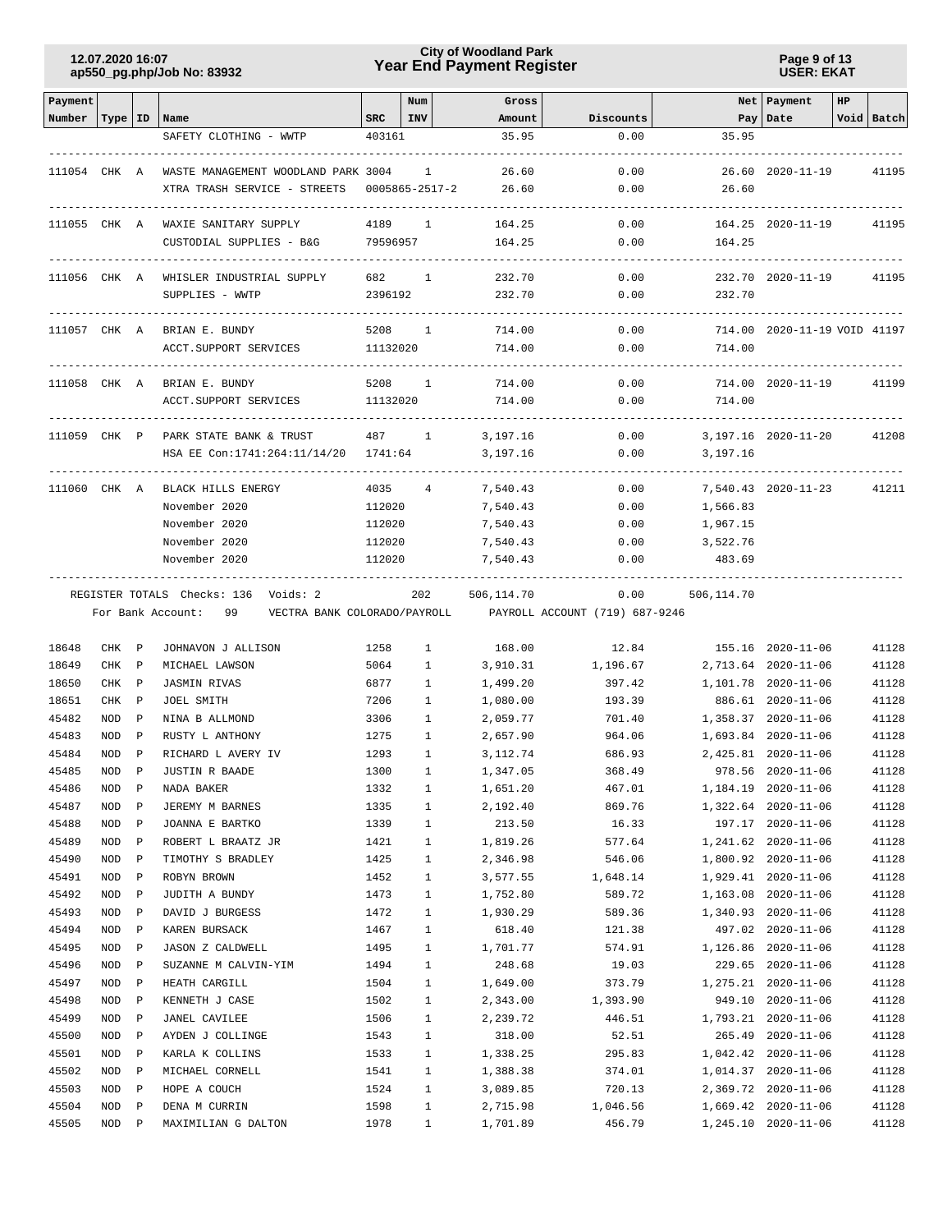| Payment Number | Type | ID | Name | SRC | Num INV | Gross Amount | Discounts | Net Pay | Payment Date | HP | Void | Batch |
|---|---|---|---|---|---|---|---|---|---|---|---|---|
| | | | SAFETY CLOTHING - WWTP | 403161 | | 35.95 | 0.00 | 35.95 | | | | |
| 111054 | CHK | A | WASTE MANAGEMENT WOODLAND PARK | 3004 | 1 | 26.60 | 0.00 | 26.60 | 2020-11-19 | | | 41195 |
| | | | XTRA TRASH SERVICE - STREETS | 0005865-2517-2 | | 26.60 | 0.00 | 26.60 | | | | |
| 111055 | CHK | A | WAXIE SANITARY SUPPLY | 4189 | 1 | 164.25 | 0.00 | 164.25 | 2020-11-19 | | | 41195 |
| | | | CUSTODIAL SUPPLIES - B&G | 79596957 | | 164.25 | 0.00 | 164.25 | | | | |
| 111056 | CHK | A | WHISLER INDUSTRIAL SUPPLY | 682 | 1 | 232.70 | 0.00 | 232.70 | 2020-11-19 | | | 41195 |
| | | | SUPPLIES - WWTP | 2396192 | | 232.70 | 0.00 | 232.70 | | | | |
| 111057 | CHK | A | BRIAN E. BUNDY | 5208 | 1 | 714.00 | 0.00 | 714.00 | 2020-11-19 | | VOID | 41197 |
| | | | ACCT.SUPPORT SERVICES | 11132020 | | 714.00 | 0.00 | 714.00 | | | | |
| 111058 | CHK | A | BRIAN E. BUNDY | 5208 | 1 | 714.00 | 0.00 | 714.00 | 2020-11-19 | | | 41199 |
| | | | ACCT.SUPPORT SERVICES | 11132020 | | 714.00 | 0.00 | 714.00 | | | | |
| 111059 | CHK | P | PARK STATE BANK & TRUST | 487 | 1 | 3,197.16 | 0.00 | 3,197.16 | 2020-11-20 | | | 41208 |
| | | | HSA EE Con:1741:264:11/14/20 | 1741:64 | | 3,197.16 | 0.00 | 3,197.16 | | | | |
| 111060 | CHK | A | BLACK HILLS ENERGY | 4035 | 4 | 7,540.43 | 0.00 | 7,540.43 | 2020-11-23 | | | 41211 |
| | | | November 2020 | 112020 | | 7,540.43 | 0.00 | 1,566.83 | | | | |
| | | | November 2020 | 112020 | | 7,540.43 | 0.00 | 1,967.15 | | | | |
| | | | November 2020 | 112020 | | 7,540.43 | 0.00 | 3,522.76 | | | | |
| | | | November 2020 | 112020 | | 7,540.43 | 0.00 | 483.69 | | | | |
| | | | REGISTER TOTALS Checks: 136 Voids: 2 | | 202 | 506,114.70 | 0.00 | 506,114.70 | | | | |

For Bank Account: 99 VECTRA BANK COLORADO/PAYROLL PAYROLL ACCOUNT (719) 687-9246

| Payment Number | Type | ID | Name | SRC | Num INV | Gross Amount | Discounts | Net Pay | Payment Date | HP | Void | Batch |
|---|---|---|---|---|---|---|---|---|---|---|---|---|
| 18648 | CHK | P | JOHNAVON J ALLISON | 1258 | 1 | 168.00 | 12.84 | 155.16 | 2020-11-06 | | | 41128 |
| 18649 | CHK | P | MICHAEL LAWSON | 5064 | 1 | 3,910.31 | 1,196.67 | 2,713.64 | 2020-11-06 | | | 41128 |
| 18650 | CHK | P | JASMIN RIVAS | 6877 | 1 | 1,499.20 | 397.42 | 1,101.78 | 2020-11-06 | | | 41128 |
| 18651 | CHK | P | JOEL SMITH | 7206 | 1 | 1,080.00 | 193.39 | 886.61 | 2020-11-06 | | | 41128 |
| 45482 | NOD | P | NINA B ALLMOND | 3306 | 1 | 2,059.77 | 701.40 | 1,358.37 | 2020-11-06 | | | 41128 |
| 45483 | NOD | P | RUSTY L ANTHONY | 1275 | 1 | 2,657.90 | 964.06 | 1,693.84 | 2020-11-06 | | | 41128 |
| 45484 | NOD | P | RICHARD L AVERY IV | 1293 | 1 | 3,112.74 | 686.93 | 2,425.81 | 2020-11-06 | | | 41128 |
| 45485 | NOD | P | JUSTIN R BAADE | 1300 | 1 | 1,347.05 | 368.49 | 978.56 | 2020-11-06 | | | 41128 |
| 45486 | NOD | P | NADA BAKER | 1332 | 1 | 1,651.20 | 467.01 | 1,184.19 | 2020-11-06 | | | 41128 |
| 45487 | NOD | P | JEREMY M BARNES | 1335 | 1 | 2,192.40 | 869.76 | 1,322.64 | 2020-11-06 | | | 41128 |
| 45488 | NOD | P | JOANNA E BARTKO | 1339 | 1 | 213.50 | 16.33 | 197.17 | 2020-11-06 | | | 41128 |
| 45489 | NOD | P | ROBERT L BRAATZ JR | 1421 | 1 | 1,819.26 | 577.64 | 1,241.62 | 2020-11-06 | | | 41128 |
| 45490 | NOD | P | TIMOTHY S BRADLEY | 1425 | 1 | 2,346.98 | 546.06 | 1,800.92 | 2020-11-06 | | | 41128 |
| 45491 | NOD | P | ROBYN BROWN | 1452 | 1 | 3,577.55 | 1,648.14 | 1,929.41 | 2020-11-06 | | | 41128 |
| 45492 | NOD | P | JUDITH A BUNDY | 1473 | 1 | 1,752.80 | 589.72 | 1,163.08 | 2020-11-06 | | | 41128 |
| 45493 | NOD | P | DAVID J BURGESS | 1472 | 1 | 1,930.29 | 589.36 | 1,340.93 | 2020-11-06 | | | 41128 |
| 45494 | NOD | P | KAREN BURSACK | 1467 | 1 | 618.40 | 121.38 | 497.02 | 2020-11-06 | | | 41128 |
| 45495 | NOD | P | JASON Z CALDWELL | 1495 | 1 | 1,701.77 | 574.91 | 1,126.86 | 2020-11-06 | | | 41128 |
| 45496 | NOD | P | SUZANNE M CALVIN-YIM | 1494 | 1 | 248.68 | 19.03 | 229.65 | 2020-11-06 | | | 41128 |
| 45497 | NOD | P | HEATH CARGILL | 1504 | 1 | 1,649.00 | 373.79 | 1,275.21 | 2020-11-06 | | | 41128 |
| 45498 | NOD | P | KENNETH J CASE | 1502 | 1 | 2,343.00 | 1,393.90 | 949.10 | 2020-11-06 | | | 41128 |
| 45499 | NOD | P | JANEL CAVILEE | 1506 | 1 | 2,239.72 | 446.51 | 1,793.21 | 2020-11-06 | | | 41128 |
| 45500 | NOD | P | AYDEN J COLLINGE | 1543 | 1 | 318.00 | 52.51 | 265.49 | 2020-11-06 | | | 41128 |
| 45501 | NOD | P | KARLA K COLLINS | 1533 | 1 | 1,338.25 | 295.83 | 1,042.42 | 2020-11-06 | | | 41128 |
| 45502 | NOD | P | MICHAEL CORNELL | 1541 | 1 | 1,388.38 | 374.01 | 1,014.37 | 2020-11-06 | | | 41128 |
| 45503 | NOD | P | HOPE A COUCH | 1524 | 1 | 3,089.85 | 720.13 | 2,369.72 | 2020-11-06 | | | 41128 |
| 45504 | NOD | P | DENA M CURRIN | 1598 | 1 | 2,715.98 | 1,046.56 | 1,669.42 | 2020-11-06 | | | 41128 |
| 45505 | NOD | P | MAXIMILIAN G DALTON | 1978 | 1 | 1,701.89 | 456.79 | 1,245.10 | 2020-11-06 | | | 41128 |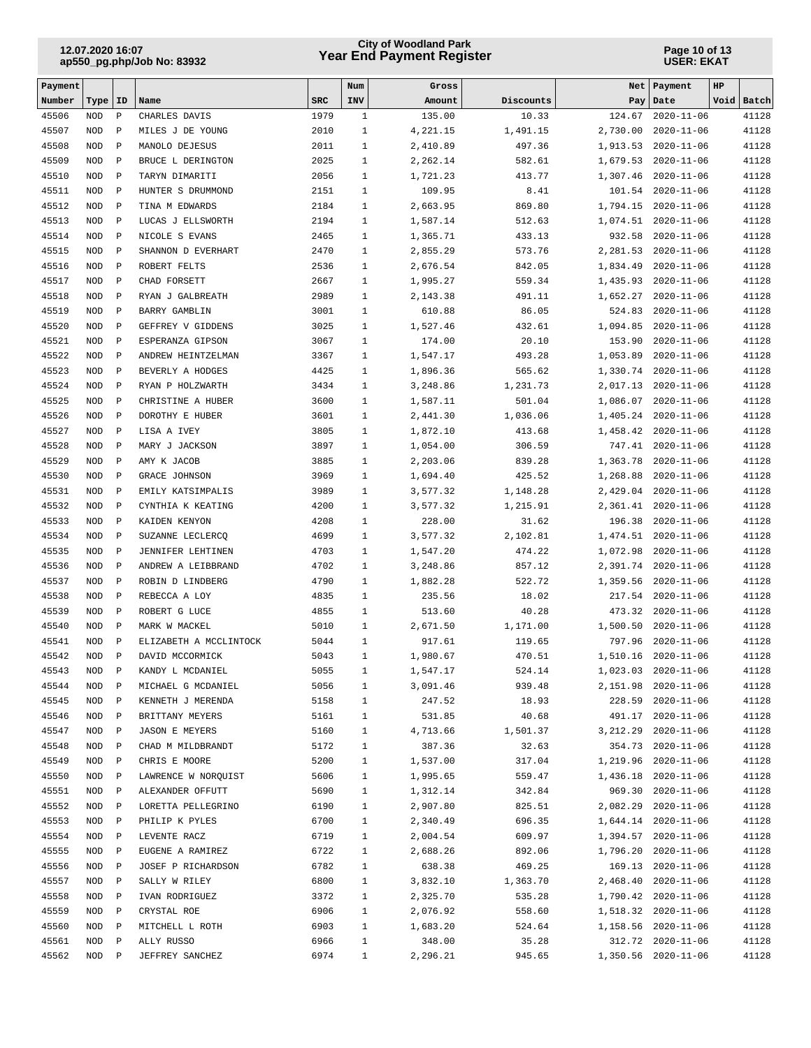| Payment Number | Type | ID | Name | SRC | Num INV | Gross Amount | Discounts | Net Pay | Payment Date | HP Void | Batch |
|---|---|---|---|---|---|---|---|---|---|---|---|
| 45506 | NOD | P | CHARLES DAVIS | 1979 | 1 | 135.00 | 10.33 | 124.67 | 2020-11-06 | | 41128 |
| 45507 | NOD | P | MILES J DE YOUNG | 2010 | 1 | 4,221.15 | 1,491.15 | 2,730.00 | 2020-11-06 | | 41128 |
| 45508 | NOD | P | MANOLO DEJESUS | 2011 | 1 | 2,410.89 | 497.36 | 1,913.53 | 2020-11-06 | | 41128 |
| 45509 | NOD | P | BRUCE L DERINGTON | 2025 | 1 | 2,262.14 | 582.61 | 1,679.53 | 2020-11-06 | | 41128 |
| 45510 | NOD | P | TARYN DIMARITI | 2056 | 1 | 1,721.23 | 413.77 | 1,307.46 | 2020-11-06 | | 41128 |
| 45511 | NOD | P | HUNTER S DRUMMOND | 2151 | 1 | 109.95 | 8.41 | 101.54 | 2020-11-06 | | 41128 |
| 45512 | NOD | P | TINA M EDWARDS | 2184 | 1 | 2,663.95 | 869.80 | 1,794.15 | 2020-11-06 | | 41128 |
| 45513 | NOD | P | LUCAS J ELLSWORTH | 2194 | 1 | 1,587.14 | 512.63 | 1,074.51 | 2020-11-06 | | 41128 |
| 45514 | NOD | P | NICOLE S EVANS | 2465 | 1 | 1,365.71 | 433.13 | 932.58 | 2020-11-06 | | 41128 |
| 45515 | NOD | P | SHANNON D EVERHART | 2470 | 1 | 2,855.29 | 573.76 | 2,281.53 | 2020-11-06 | | 41128 |
| 45516 | NOD | P | ROBERT FELTS | 2536 | 1 | 2,676.54 | 842.05 | 1,834.49 | 2020-11-06 | | 41128 |
| 45517 | NOD | P | CHAD FORSETT | 2667 | 1 | 1,995.27 | 559.34 | 1,435.93 | 2020-11-06 | | 41128 |
| 45518 | NOD | P | RYAN J GALBREATH | 2989 | 1 | 2,143.38 | 491.11 | 1,652.27 | 2020-11-06 | | 41128 |
| 45519 | NOD | P | BARRY GAMBLIN | 3001 | 1 | 610.88 | 86.05 | 524.83 | 2020-11-06 | | 41128 |
| 45520 | NOD | P | GEFFREY V GIDDENS | 3025 | 1 | 1,527.46 | 432.61 | 1,094.85 | 2020-11-06 | | 41128 |
| 45521 | NOD | P | ESPERANZA GIPSON | 3067 | 1 | 174.00 | 20.10 | 153.90 | 2020-11-06 | | 41128 |
| 45522 | NOD | P | ANDREW HEINTZELMAN | 3367 | 1 | 1,547.17 | 493.28 | 1,053.89 | 2020-11-06 | | 41128 |
| 45523 | NOD | P | BEVERLY A HODGES | 4425 | 1 | 1,896.36 | 565.62 | 1,330.74 | 2020-11-06 | | 41128 |
| 45524 | NOD | P | RYAN P HOLZWARTH | 3434 | 1 | 3,248.86 | 1,231.73 | 2,017.13 | 2020-11-06 | | 41128 |
| 45525 | NOD | P | CHRISTINE A HUBER | 3600 | 1 | 1,587.11 | 501.04 | 1,086.07 | 2020-11-06 | | 41128 |
| 45526 | NOD | P | DOROTHY E HUBER | 3601 | 1 | 2,441.30 | 1,036.06 | 1,405.24 | 2020-11-06 | | 41128 |
| 45527 | NOD | P | LISA A IVEY | 3805 | 1 | 1,872.10 | 413.68 | 1,458.42 | 2020-11-06 | | 41128 |
| 45528 | NOD | P | MARY J JACKSON | 3897 | 1 | 1,054.00 | 306.59 | 747.41 | 2020-11-06 | | 41128 |
| 45529 | NOD | P | AMY K JACOB | 3885 | 1 | 2,203.06 | 839.28 | 1,363.78 | 2020-11-06 | | 41128 |
| 45530 | NOD | P | GRACE JOHNSON | 3969 | 1 | 1,694.40 | 425.52 | 1,268.88 | 2020-11-06 | | 41128 |
| 45531 | NOD | P | EMILY KATSIMPALIS | 3989 | 1 | 3,577.32 | 1,148.28 | 2,429.04 | 2020-11-06 | | 41128 |
| 45532 | NOD | P | CYNTHIA K KEATING | 4200 | 1 | 3,577.32 | 1,215.91 | 2,361.41 | 2020-11-06 | | 41128 |
| 45533 | NOD | P | KAIDEN KENYON | 4208 | 1 | 228.00 | 31.62 | 196.38 | 2020-11-06 | | 41128 |
| 45534 | NOD | P | SUZANNE LECLERCQ | 4699 | 1 | 3,577.32 | 2,102.81 | 1,474.51 | 2020-11-06 | | 41128 |
| 45535 | NOD | P | JENNIFER LEHTINEN | 4703 | 1 | 1,547.20 | 474.22 | 1,072.98 | 2020-11-06 | | 41128 |
| 45536 | NOD | P | ANDREW A LEIBBRAND | 4702 | 1 | 3,248.86 | 857.12 | 2,391.74 | 2020-11-06 | | 41128 |
| 45537 | NOD | P | ROBIN D LINDBERG | 4790 | 1 | 1,882.28 | 522.72 | 1,359.56 | 2020-11-06 | | 41128 |
| 45538 | NOD | P | REBECCA A LOY | 4835 | 1 | 235.56 | 18.02 | 217.54 | 2020-11-06 | | 41128 |
| 45539 | NOD | P | ROBERT G LUCE | 4855 | 1 | 513.60 | 40.28 | 473.32 | 2020-11-06 | | 41128 |
| 45540 | NOD | P | MARK W MACKEL | 5010 | 1 | 2,671.50 | 1,171.00 | 1,500.50 | 2020-11-06 | | 41128 |
| 45541 | NOD | P | ELIZABETH A MCCLINTOCK | 5044 | 1 | 917.61 | 119.65 | 797.96 | 2020-11-06 | | 41128 |
| 45542 | NOD | P | DAVID MCCORMICK | 5043 | 1 | 1,980.67 | 470.51 | 1,510.16 | 2020-11-06 | | 41128 |
| 45543 | NOD | P | KANDY L MCDANIEL | 5055 | 1 | 1,547.17 | 524.14 | 1,023.03 | 2020-11-06 | | 41128 |
| 45544 | NOD | P | MICHAEL G MCDANIEL | 5056 | 1 | 3,091.46 | 939.48 | 2,151.98 | 2020-11-06 | | 41128 |
| 45545 | NOD | P | KENNETH J MERENDA | 5158 | 1 | 247.52 | 18.93 | 228.59 | 2020-11-06 | | 41128 |
| 45546 | NOD | P | BRITTANY MEYERS | 5161 | 1 | 531.85 | 40.68 | 491.17 | 2020-11-06 | | 41128 |
| 45547 | NOD | P | JASON E MEYERS | 5160 | 1 | 4,713.66 | 1,501.37 | 3,212.29 | 2020-11-06 | | 41128 |
| 45548 | NOD | P | CHAD M MILDBRANDT | 5172 | 1 | 387.36 | 32.63 | 354.73 | 2020-11-06 | | 41128 |
| 45549 | NOD | P | CHRIS E MOORE | 5200 | 1 | 1,537.00 | 317.04 | 1,219.96 | 2020-11-06 | | 41128 |
| 45550 | NOD | P | LAWRENCE W NORQUIST | 5606 | 1 | 1,995.65 | 559.47 | 1,436.18 | 2020-11-06 | | 41128 |
| 45551 | NOD | P | ALEXANDER OFFUTT | 5690 | 1 | 1,312.14 | 342.84 | 969.30 | 2020-11-06 | | 41128 |
| 45552 | NOD | P | LORETTA PELLEGRINO | 6190 | 1 | 2,907.80 | 825.51 | 2,082.29 | 2020-11-06 | | 41128 |
| 45553 | NOD | P | PHILIP K PYLES | 6700 | 1 | 2,340.49 | 696.35 | 1,644.14 | 2020-11-06 | | 41128 |
| 45554 | NOD | P | LEVENTE RACZ | 6719 | 1 | 2,004.54 | 609.97 | 1,394.57 | 2020-11-06 | | 41128 |
| 45555 | NOD | P | EUGENE A RAMIREZ | 6722 | 1 | 2,688.26 | 892.06 | 1,796.20 | 2020-11-06 | | 41128 |
| 45556 | NOD | P | JOSEF P RICHARDSON | 6782 | 1 | 638.38 | 469.25 | 169.13 | 2020-11-06 | | 41128 |
| 45557 | NOD | P | SALLY W RILEY | 6800 | 1 | 3,832.10 | 1,363.70 | 2,468.40 | 2020-11-06 | | 41128 |
| 45558 | NOD | P | IVAN RODRIGUEZ | 3372 | 1 | 2,325.70 | 535.28 | 1,790.42 | 2020-11-06 | | 41128 |
| 45559 | NOD | P | CRYSTAL ROE | 6906 | 1 | 2,076.92 | 558.60 | 1,518.32 | 2020-11-06 | | 41128 |
| 45560 | NOD | P | MITCHELL L ROTH | 6903 | 1 | 1,683.20 | 524.64 | 1,158.56 | 2020-11-06 | | 41128 |
| 45561 | NOD | P | ALLY RUSSO | 6966 | 1 | 348.00 | 35.28 | 312.72 | 2020-11-06 | | 41128 |
| 45562 | NOD | P | JEFFREY SANCHEZ | 6974 | 1 | 2,296.21 | 945.65 | 1,350.56 | 2020-11-06 | | 41128 |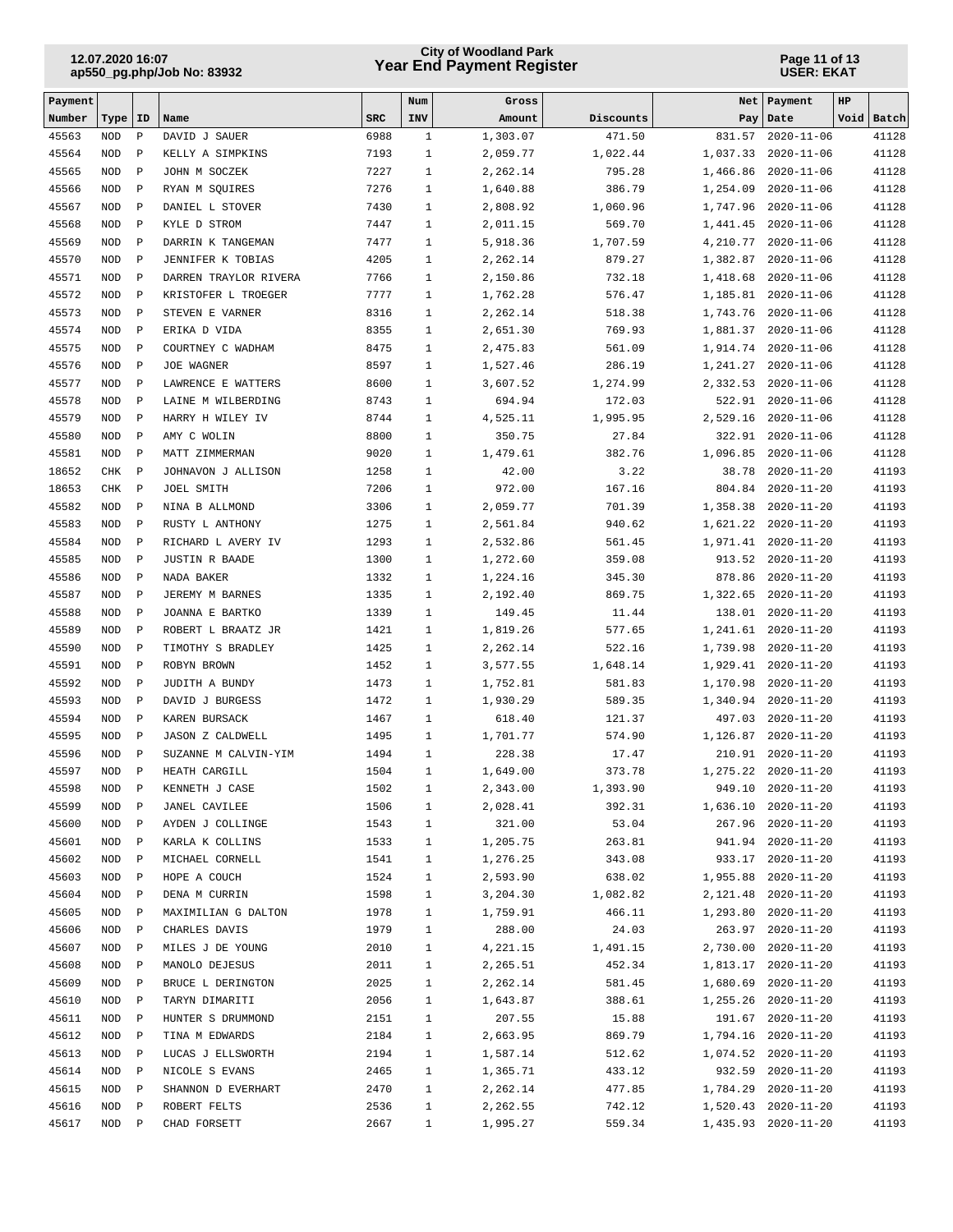| Payment Number | Type | ID | Name | SRC | Num INV | Gross Amount | Discounts | Net Pay | Payment Date | HP Void | Batch |
|---|---|---|---|---|---|---|---|---|---|---|---|
| 45563 | NOD | P | DAVID J SAUER | 6988 | 1 | 1,303.07 | 471.50 | 831.57 | 2020-11-06 | | 41128 |
| 45564 | NOD | P | KELLY A SIMPKINS | 7193 | 1 | 2,059.77 | 1,022.44 | 1,037.33 | 2020-11-06 | | 41128 |
| 45565 | NOD | P | JOHN M SOCZEK | 7227 | 1 | 2,262.14 | 795.28 | 1,466.86 | 2020-11-06 | | 41128 |
| 45566 | NOD | P | RYAN M SQUIRES | 7276 | 1 | 1,640.88 | 386.79 | 1,254.09 | 2020-11-06 | | 41128 |
| 45567 | NOD | P | DANIEL L STOVER | 7430 | 1 | 2,808.92 | 1,060.96 | 1,747.96 | 2020-11-06 | | 41128 |
| 45568 | NOD | P | KYLE D STROM | 7447 | 1 | 2,011.15 | 569.70 | 1,441.45 | 2020-11-06 | | 41128 |
| 45569 | NOD | P | DARRIN K TANGEMAN | 7477 | 1 | 5,918.36 | 1,707.59 | 4,210.77 | 2020-11-06 | | 41128 |
| 45570 | NOD | P | JENNIFER K TOBIAS | 4205 | 1 | 2,262.14 | 879.27 | 1,382.87 | 2020-11-06 | | 41128 |
| 45571 | NOD | P | DARREN TRAYLOR RIVERA | 7766 | 1 | 2,150.86 | 732.18 | 1,418.68 | 2020-11-06 | | 41128 |
| 45572 | NOD | P | KRISTOFER L TROEGER | 7777 | 1 | 1,762.28 | 576.47 | 1,185.81 | 2020-11-06 | | 41128 |
| 45573 | NOD | P | STEVEN E VARNER | 8316 | 1 | 2,262.14 | 518.38 | 1,743.76 | 2020-11-06 | | 41128 |
| 45574 | NOD | P | ERIKA D VIDA | 8355 | 1 | 2,651.30 | 769.93 | 1,881.37 | 2020-11-06 | | 41128 |
| 45575 | NOD | P | COURTNEY C WADHAM | 8475 | 1 | 2,475.83 | 561.09 | 1,914.74 | 2020-11-06 | | 41128 |
| 45576 | NOD | P | JOE WAGNER | 8597 | 1 | 1,527.46 | 286.19 | 1,241.27 | 2020-11-06 | | 41128 |
| 45577 | NOD | P | LAWRENCE E WATTERS | 8600 | 1 | 3,607.52 | 1,274.99 | 2,332.53 | 2020-11-06 | | 41128 |
| 45578 | NOD | P | LAINE M WILBERDING | 8743 | 1 | 694.94 | 172.03 | 522.91 | 2020-11-06 | | 41128 |
| 45579 | NOD | P | HARRY H WILEY IV | 8744 | 1 | 4,525.11 | 1,995.95 | 2,529.16 | 2020-11-06 | | 41128 |
| 45580 | NOD | P | AMY C WOLIN | 8800 | 1 | 350.75 | 27.84 | 322.91 | 2020-11-06 | | 41128 |
| 45581 | NOD | P | MATT ZIMMERMAN | 9020 | 1 | 1,479.61 | 382.76 | 1,096.85 | 2020-11-06 | | 41128 |
| 18652 | CHK | P | JOHNAVON J ALLISON | 1258 | 1 | 42.00 | 3.22 | 38.78 | 2020-11-20 | | 41193 |
| 18653 | CHK | P | JOEL SMITH | 7206 | 1 | 972.00 | 167.16 | 804.84 | 2020-11-20 | | 41193 |
| 45582 | NOD | P | NINA B ALLMOND | 3306 | 1 | 2,059.77 | 701.39 | 1,358.38 | 2020-11-20 | | 41193 |
| 45583 | NOD | P | RUSTY L ANTHONY | 1275 | 1 | 2,561.84 | 940.62 | 1,621.22 | 2020-11-20 | | 41193 |
| 45584 | NOD | P | RICHARD L AVERY IV | 1293 | 1 | 2,532.86 | 561.45 | 1,971.41 | 2020-11-20 | | 41193 |
| 45585 | NOD | P | JUSTIN R BAADE | 1300 | 1 | 1,272.60 | 359.08 | 913.52 | 2020-11-20 | | 41193 |
| 45586 | NOD | P | NADA BAKER | 1332 | 1 | 1,224.16 | 345.30 | 878.86 | 2020-11-20 | | 41193 |
| 45587 | NOD | P | JEREMY M BARNES | 1335 | 1 | 2,192.40 | 869.75 | 1,322.65 | 2020-11-20 | | 41193 |
| 45588 | NOD | P | JOANNA E BARTKO | 1339 | 1 | 149.45 | 11.44 | 138.01 | 2020-11-20 | | 41193 |
| 45589 | NOD | P | ROBERT L BRAATZ JR | 1421 | 1 | 1,819.26 | 577.65 | 1,241.61 | 2020-11-20 | | 41193 |
| 45590 | NOD | P | TIMOTHY S BRADLEY | 1425 | 1 | 2,262.14 | 522.16 | 1,739.98 | 2020-11-20 | | 41193 |
| 45591 | NOD | P | ROBYN BROWN | 1452 | 1 | 3,577.55 | 1,648.14 | 1,929.41 | 2020-11-20 | | 41193 |
| 45592 | NOD | P | JUDITH A BUNDY | 1473 | 1 | 1,752.81 | 581.83 | 1,170.98 | 2020-11-20 | | 41193 |
| 45593 | NOD | P | DAVID J BURGESS | 1472 | 1 | 1,930.29 | 589.35 | 1,340.94 | 2020-11-20 | | 41193 |
| 45594 | NOD | P | KAREN BURSACK | 1467 | 1 | 618.40 | 121.37 | 497.03 | 2020-11-20 | | 41193 |
| 45595 | NOD | P | JASON Z CALDWELL | 1495 | 1 | 1,701.77 | 574.90 | 1,126.87 | 2020-11-20 | | 41193 |
| 45596 | NOD | P | SUZANNE M CALVIN-YIM | 1494 | 1 | 228.38 | 17.47 | 210.91 | 2020-11-20 | | 41193 |
| 45597 | NOD | P | HEATH CARGILL | 1504 | 1 | 1,649.00 | 373.78 | 1,275.22 | 2020-11-20 | | 41193 |
| 45598 | NOD | P | KENNETH J CASE | 1502 | 1 | 2,343.00 | 1,393.90 | 949.10 | 2020-11-20 | | 41193 |
| 45599 | NOD | P | JANEL CAVILEE | 1506 | 1 | 2,028.41 | 392.31 | 1,636.10 | 2020-11-20 | | 41193 |
| 45600 | NOD | P | AYDEN J COLLINGE | 1543 | 1 | 321.00 | 53.04 | 267.96 | 2020-11-20 | | 41193 |
| 45601 | NOD | P | KARLA K COLLINS | 1533 | 1 | 1,205.75 | 263.81 | 941.94 | 2020-11-20 | | 41193 |
| 45602 | NOD | P | MICHAEL CORNELL | 1541 | 1 | 1,276.25 | 343.08 | 933.17 | 2020-11-20 | | 41193 |
| 45603 | NOD | P | HOPE A COUCH | 1524 | 1 | 2,593.90 | 638.02 | 1,955.88 | 2020-11-20 | | 41193 |
| 45604 | NOD | P | DENA M CURRIN | 1598 | 1 | 3,204.30 | 1,082.82 | 2,121.48 | 2020-11-20 | | 41193 |
| 45605 | NOD | P | MAXIMILIAN G DALTON | 1978 | 1 | 1,759.91 | 466.11 | 1,293.80 | 2020-11-20 | | 41193 |
| 45606 | NOD | P | CHARLES DAVIS | 1979 | 1 | 288.00 | 24.03 | 263.97 | 2020-11-20 | | 41193 |
| 45607 | NOD | P | MILES J DE YOUNG | 2010 | 1 | 4,221.15 | 1,491.15 | 2,730.00 | 2020-11-20 | | 41193 |
| 45608 | NOD | P | MANOLO DEJESUS | 2011 | 1 | 2,265.51 | 452.34 | 1,813.17 | 2020-11-20 | | 41193 |
| 45609 | NOD | P | BRUCE L DERINGTON | 2025 | 1 | 2,262.14 | 581.45 | 1,680.69 | 2020-11-20 | | 41193 |
| 45610 | NOD | P | TARYN DIMARITI | 2056 | 1 | 1,643.87 | 388.61 | 1,255.26 | 2020-11-20 | | 41193 |
| 45611 | NOD | P | HUNTER S DRUMMOND | 2151 | 1 | 207.55 | 15.88 | 191.67 | 2020-11-20 | | 41193 |
| 45612 | NOD | P | TINA M EDWARDS | 2184 | 1 | 2,663.95 | 869.79 | 1,794.16 | 2020-11-20 | | 41193 |
| 45613 | NOD | P | LUCAS J ELLSWORTH | 2194 | 1 | 1,587.14 | 512.62 | 1,074.52 | 2020-11-20 | | 41193 |
| 45614 | NOD | P | NICOLE S EVANS | 2465 | 1 | 1,365.71 | 433.12 | 932.59 | 2020-11-20 | | 41193 |
| 45615 | NOD | P | SHANNON D EVERHART | 2470 | 1 | 2,262.14 | 477.85 | 1,784.29 | 2020-11-20 | | 41193 |
| 45616 | NOD | P | ROBERT FELTS | 2536 | 1 | 2,262.55 | 742.12 | 1,520.43 | 2020-11-20 | | 41193 |
| 45617 | NOD | P | CHAD FORSETT | 2667 | 1 | 1,995.27 | 559.34 | 1,435.93 | 2020-11-20 | | 41193 |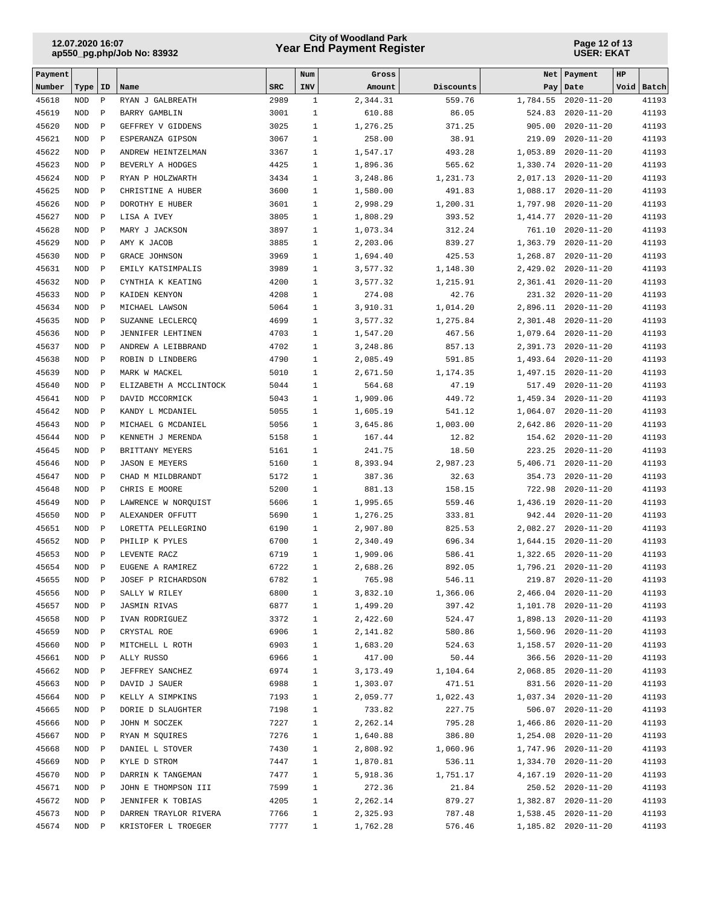| Payment Number | Type | ID | Name | SRC | Num INV | Gross Amount | Discounts | Net Pay | Payment Date | HP Void | Batch |
|---|---|---|---|---|---|---|---|---|---|---|---|
| 45618 | NOD | P | RYAN J GALBREATH | 2989 | 1 | 2,344.31 | 559.76 | 1,784.55 | 2020-11-20 | | 41193 |
| 45619 | NOD | P | BARRY GAMBLIN | 3001 | 1 | 610.88 | 86.05 | 524.83 | 2020-11-20 | | 41193 |
| 45620 | NOD | P | GEFFREY V GIDDENS | 3025 | 1 | 1,276.25 | 371.25 | 905.00 | 2020-11-20 | | 41193 |
| 45621 | NOD | P | ESPERANZA GIPSON | 3067 | 1 | 258.00 | 38.91 | 219.09 | 2020-11-20 | | 41193 |
| 45622 | NOD | P | ANDREW HEINTZELMAN | 3367 | 1 | 1,547.17 | 493.28 | 1,053.89 | 2020-11-20 | | 41193 |
| 45623 | NOD | P | BEVERLY A HODGES | 4425 | 1 | 1,896.36 | 565.62 | 1,330.74 | 2020-11-20 | | 41193 |
| 45624 | NOD | P | RYAN P HOLZWARTH | 3434 | 1 | 3,248.86 | 1,231.73 | 2,017.13 | 2020-11-20 | | 41193 |
| 45625 | NOD | P | CHRISTINE A HUBER | 3600 | 1 | 1,580.00 | 491.83 | 1,088.17 | 2020-11-20 | | 41193 |
| 45626 | NOD | P | DOROTHY E HUBER | 3601 | 1 | 2,998.29 | 1,200.31 | 1,797.98 | 2020-11-20 | | 41193 |
| 45627 | NOD | P | LISA A IVEY | 3805 | 1 | 1,808.29 | 393.52 | 1,414.77 | 2020-11-20 | | 41193 |
| 45628 | NOD | P | MARY J JACKSON | 3897 | 1 | 1,073.34 | 312.24 | 761.10 | 2020-11-20 | | 41193 |
| 45629 | NOD | P | AMY K JACOB | 3885 | 1 | 2,203.06 | 839.27 | 1,363.79 | 2020-11-20 | | 41193 |
| 45630 | NOD | P | GRACE JOHNSON | 3969 | 1 | 1,694.40 | 425.53 | 1,268.87 | 2020-11-20 | | 41193 |
| 45631 | NOD | P | EMILY KATSIMPALIS | 3989 | 1 | 3,577.32 | 1,148.30 | 2,429.02 | 2020-11-20 | | 41193 |
| 45632 | NOD | P | CYNTHIA K KEATING | 4200 | 1 | 3,577.32 | 1,215.91 | 2,361.41 | 2020-11-20 | | 41193 |
| 45633 | NOD | P | KAIDEN KENYON | 4208 | 1 | 274.08 | 42.76 | 231.32 | 2020-11-20 | | 41193 |
| 45634 | NOD | P | MICHAEL LAWSON | 5064 | 1 | 3,910.31 | 1,014.20 | 2,896.11 | 2020-11-20 | | 41193 |
| 45635 | NOD | P | SUZANNE LECLERCQ | 4699 | 1 | 3,577.32 | 1,275.84 | 2,301.48 | 2020-11-20 | | 41193 |
| 45636 | NOD | P | JENNIFER LEHTINEN | 4703 | 1 | 1,547.20 | 467.56 | 1,079.64 | 2020-11-20 | | 41193 |
| 45637 | NOD | P | ANDREW A LEIBBRAND | 4702 | 1 | 3,248.86 | 857.13 | 2,391.73 | 2020-11-20 | | 41193 |
| 45638 | NOD | P | ROBIN D LINDBERG | 4790 | 1 | 2,085.49 | 591.85 | 1,493.64 | 2020-11-20 | | 41193 |
| 45639 | NOD | P | MARK W MACKEL | 5010 | 1 | 2,671.50 | 1,174.35 | 1,497.15 | 2020-11-20 | | 41193 |
| 45640 | NOD | P | ELIZABETH A MCCLINTOCK | 5044 | 1 | 564.68 | 47.19 | 517.49 | 2020-11-20 | | 41193 |
| 45641 | NOD | P | DAVID MCCORMICK | 5043 | 1 | 1,909.06 | 449.72 | 1,459.34 | 2020-11-20 | | 41193 |
| 45642 | NOD | P | KANDY L MCDANIEL | 5055 | 1 | 1,605.19 | 541.12 | 1,064.07 | 2020-11-20 | | 41193 |
| 45643 | NOD | P | MICHAEL G MCDANIEL | 5056 | 1 | 3,645.86 | 1,003.00 | 2,642.86 | 2020-11-20 | | 41193 |
| 45644 | NOD | P | KENNETH J MERENDA | 5158 | 1 | 167.44 | 12.82 | 154.62 | 2020-11-20 | | 41193 |
| 45645 | NOD | P | BRITTANY MEYERS | 5161 | 1 | 241.75 | 18.50 | 223.25 | 2020-11-20 | | 41193 |
| 45646 | NOD | P | JASON E MEYERS | 5160 | 1 | 8,393.94 | 2,987.23 | 5,406.71 | 2020-11-20 | | 41193 |
| 45647 | NOD | P | CHAD M MILDBRANDT | 5172 | 1 | 387.36 | 32.63 | 354.73 | 2020-11-20 | | 41193 |
| 45648 | NOD | P | CHRIS E MOORE | 5200 | 1 | 881.13 | 158.15 | 722.98 | 2020-11-20 | | 41193 |
| 45649 | NOD | P | LAWRENCE W NORQUIST | 5606 | 1 | 1,995.65 | 559.46 | 1,436.19 | 2020-11-20 | | 41193 |
| 45650 | NOD | P | ALEXANDER OFFUTT | 5690 | 1 | 1,276.25 | 333.81 | 942.44 | 2020-11-20 | | 41193 |
| 45651 | NOD | P | LORETTA PELLEGRINO | 6190 | 1 | 2,907.80 | 825.53 | 2,082.27 | 2020-11-20 | | 41193 |
| 45652 | NOD | P | PHILIP K PYLES | 6700 | 1 | 2,340.49 | 696.34 | 1,644.15 | 2020-11-20 | | 41193 |
| 45653 | NOD | P | LEVENTE RACZ | 6719 | 1 | 1,909.06 | 586.41 | 1,322.65 | 2020-11-20 | | 41193 |
| 45654 | NOD | P | EUGENE A RAMIREZ | 6722 | 1 | 2,688.26 | 892.05 | 1,796.21 | 2020-11-20 | | 41193 |
| 45655 | NOD | P | JOSEF P RICHARDSON | 6782 | 1 | 765.98 | 546.11 | 219.87 | 2020-11-20 | | 41193 |
| 45656 | NOD | P | SALLY W RILEY | 6800 | 1 | 3,832.10 | 1,366.06 | 2,466.04 | 2020-11-20 | | 41193 |
| 45657 | NOD | P | JASMIN RIVAS | 6877 | 1 | 1,499.20 | 397.42 | 1,101.78 | 2020-11-20 | | 41193 |
| 45658 | NOD | P | IVAN RODRIGUEZ | 3372 | 1 | 2,422.60 | 524.47 | 1,898.13 | 2020-11-20 | | 41193 |
| 45659 | NOD | P | CRYSTAL ROE | 6906 | 1 | 2,141.82 | 580.86 | 1,560.96 | 2020-11-20 | | 41193 |
| 45660 | NOD | P | MITCHELL L ROTH | 6903 | 1 | 1,683.20 | 524.63 | 1,158.57 | 2020-11-20 | | 41193 |
| 45661 | NOD | P | ALLY RUSSO | 6966 | 1 | 417.00 | 50.44 | 366.56 | 2020-11-20 | | 41193 |
| 45662 | NOD | P | JEFFREY SANCHEZ | 6974 | 1 | 3,173.49 | 1,104.64 | 2,068.85 | 2020-11-20 | | 41193 |
| 45663 | NOD | P | DAVID J SAUER | 6988 | 1 | 1,303.07 | 471.51 | 831.56 | 2020-11-20 | | 41193 |
| 45664 | NOD | P | KELLY A SIMPKINS | 7193 | 1 | 2,059.77 | 1,022.43 | 1,037.34 | 2020-11-20 | | 41193 |
| 45665 | NOD | P | DORIE D SLAUGHTER | 7198 | 1 | 733.82 | 227.75 | 506.07 | 2020-11-20 | | 41193 |
| 45666 | NOD | P | JOHN M SOCZEK | 7227 | 1 | 2,262.14 | 795.28 | 1,466.86 | 2020-11-20 | | 41193 |
| 45667 | NOD | P | RYAN M SQUIRES | 7276 | 1 | 1,640.88 | 386.80 | 1,254.08 | 2020-11-20 | | 41193 |
| 45668 | NOD | P | DANIEL L STOVER | 7430 | 1 | 2,808.92 | 1,060.96 | 1,747.96 | 2020-11-20 | | 41193 |
| 45669 | NOD | P | KYLE D STROM | 7447 | 1 | 1,870.81 | 536.11 | 1,334.70 | 2020-11-20 | | 41193 |
| 45670 | NOD | P | DARRIN K TANGEMAN | 7477 | 1 | 5,918.36 | 1,751.17 | 4,167.19 | 2020-11-20 | | 41193 |
| 45671 | NOD | P | JOHN E THOMPSON III | 7599 | 1 | 272.36 | 21.84 | 250.52 | 2020-11-20 | | 41193 |
| 45672 | NOD | P | JENNIFER K TOBIAS | 4205 | 1 | 2,262.14 | 879.27 | 1,382.87 | 2020-11-20 | | 41193 |
| 45673 | NOD | P | DARREN TRAYLOR RIVERA | 7766 | 1 | 2,325.93 | 787.48 | 1,538.45 | 2020-11-20 | | 41193 |
| 45674 | NOD | P | KRISTOFER L TROEGER | 7777 | 1 | 1,762.28 | 576.46 | 1,185.82 | 2020-11-20 | | 41193 |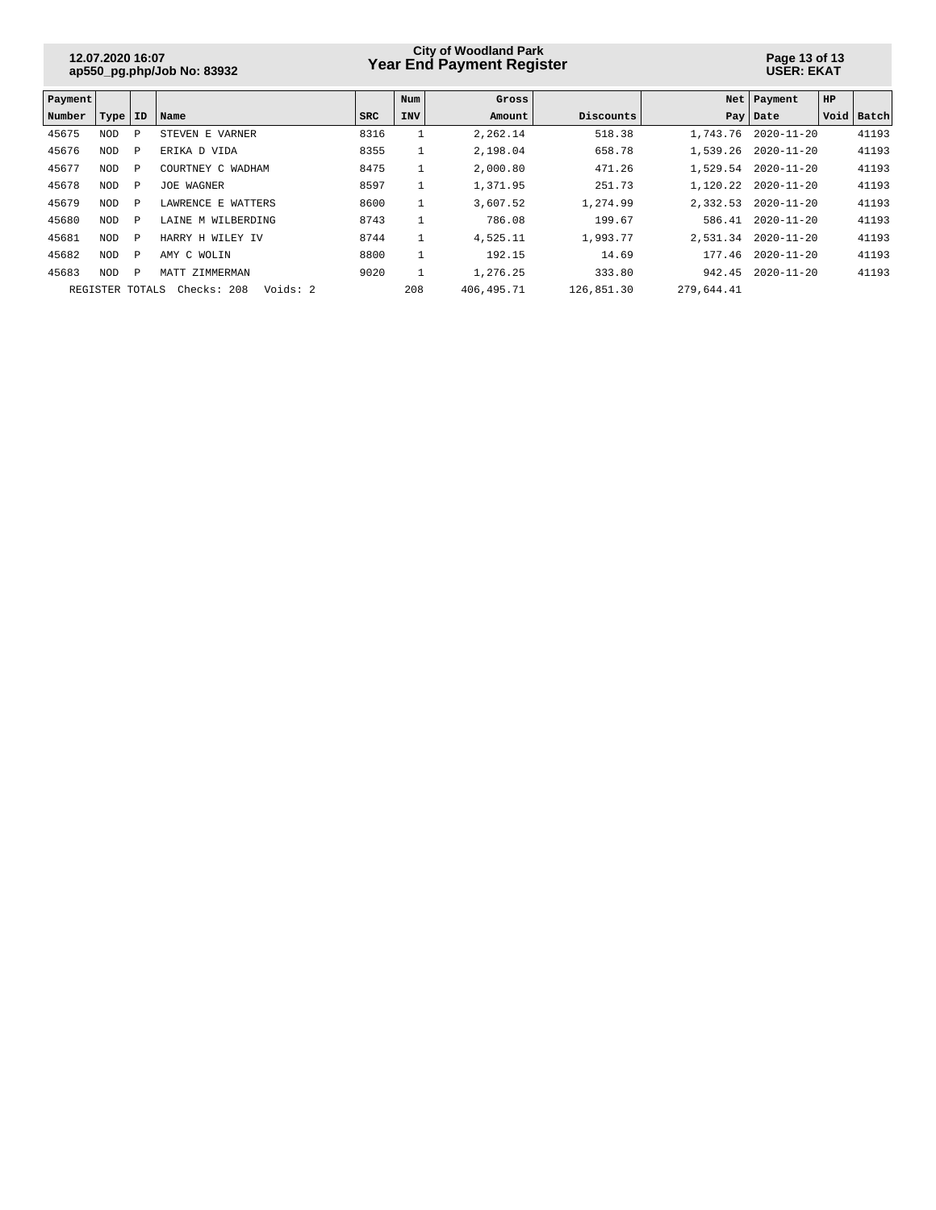| Payment Number | Type | ID | Name | SRC | Num INV | Gross Amount | Discounts | Net Pay | Payment Date | HP Void | Batch |
|---|---|---|---|---|---|---|---|---|---|---|---|
| 45675 | NOD | P | STEVEN E VARNER | 8316 | 1 | 2,262.14 | 518.38 | 1,743.76 | 2020-11-20 | | 41193 |
| 45676 | NOD | P | ERIKA D VIDA | 8355 | 1 | 2,198.04 | 658.78 | 1,539.26 | 2020-11-20 | | 41193 |
| 45677 | NOD | P | COURTNEY C WADHAM | 8475 | 1 | 2,000.80 | 471.26 | 1,529.54 | 2020-11-20 | | 41193 |
| 45678 | NOD | P | JOE WAGNER | 8597 | 1 | 1,371.95 | 251.73 | 1,120.22 | 2020-11-20 | | 41193 |
| 45679 | NOD | P | LAWRENCE E WATTERS | 8600 | 1 | 3,607.52 | 1,274.99 | 2,332.53 | 2020-11-20 | | 41193 |
| 45680 | NOD | P | LAINE M WILBERDING | 8743 | 1 | 786.08 | 199.67 | 586.41 | 2020-11-20 | | 41193 |
| 45681 | NOD | P | HARRY H WILEY IV | 8744 | 1 | 4,525.11 | 1,993.77 | 2,531.34 | 2020-11-20 | | 41193 |
| 45682 | NOD | P | AMY C WOLIN | 8800 | 1 | 192.15 | 14.69 | 177.46 | 2020-11-20 | | 41193 |
| 45683 | NOD | P | MATT ZIMMERMAN | 9020 | 1 | 1,276.25 | 333.80 | 942.45 | 2020-11-20 | | 41193 |
| REGISTER TOTALS | | | Checks: 208 Voids: 2 | | 208 | 406,495.71 | 126,851.30 | 279,644.41 | | | |